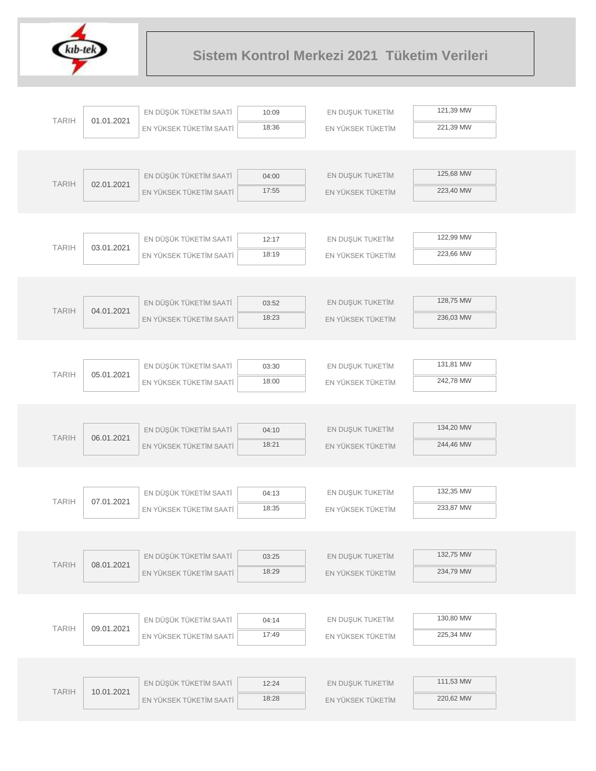# Sistem Kontrol Merkezi 2021 Tüketim Verileri

| TARIH | | | | | |
|---|---|---|---|---|---|
| TARIH | 01.01.2021 | EN DÜŞÜK TÜKETİM SAATİ | 10:09 | EN DUŞUK TUKETİM | 121,39 MW |
| | | EN YÜKSEK TÜKETİM SAATİ | 18:36 | EN YÜKSEK TÜKETİM | 221,39 MW |
| TARIH | 02.01.2021 | EN DÜŞÜK TÜKETİM SAATİ | 04:00 | EN DUŞUK TUKETİM | 125,68 MW |
| | | EN YÜKSEK TÜKETİM SAATİ | 17:55 | EN YÜKSEK TÜKETİM | 223,40 MW |
| TARIH | 03.01.2021 | EN DÜŞÜK TÜKETİM SAATİ | 12:17 | EN DUŞUK TUKETİM | 122,99 MW |
| | | EN YÜKSEK TÜKETİM SAATİ | 18:19 | EN YÜKSEK TÜKETİM | 223,66 MW |
| TARIH | 04.01.2021 | EN DÜŞÜK TÜKETİM SAATİ | 03:52 | EN DUŞUK TUKETİM | 128,75 MW |
| | | EN YÜKSEK TÜKETİM SAATİ | 18:23 | EN YÜKSEK TÜKETİM | 236,03 MW |
| TARIH | 05.01.2021 | EN DÜŞÜK TÜKETİM SAATİ | 03:30 | EN DUŞUK TUKETİM | 131,81 MW |
| | | EN YÜKSEK TÜKETİM SAATİ | 18:00 | EN YÜKSEK TÜKETİM | 242,78 MW |
| TARIH | 06.01.2021 | EN DÜŞÜK TÜKETİM SAATİ | 04:10 | EN DUŞUK TUKETİM | 134,20 MW |
| | | EN YÜKSEK TÜKETİM SAATİ | 18:21 | EN YÜKSEK TÜKETİM | 244,46 MW |
| TARIH | 07.01.2021 | EN DÜŞÜK TÜKETİM SAATİ | 04:13 | EN DUŞUK TUKETİM | 132,35 MW |
| | | EN YÜKSEK TÜKETİM SAATİ | 18:35 | EN YÜKSEK TÜKETİM | 233,87 MW |
| TARIH | 08.01.2021 | EN DÜŞÜK TÜKETİM SAATİ | 03:25 | EN DUŞUK TUKETİM | 132,75 MW |
| | | EN YÜKSEK TÜKETİM SAATİ | 18:29 | EN YÜKSEK TÜKETİM | 234,79 MW |
| TARIH | 09.01.2021 | EN DÜŞÜK TÜKETİM SAATİ | 04:14 | EN DUŞUK TUKETİM | 130,80 MW |
| | | EN YÜKSEK TÜKETİM SAATİ | 17:49 | EN YÜKSEK TÜKETİM | 225,34 MW |
| TARIH | 10.01.2021 | EN DÜŞÜK TÜKETİM SAATİ | 12:24 | EN DUŞUK TUKETİM | 111,53 MW |
| | | EN YÜKSEK TÜKETİM SAATİ | 18:28 | EN YÜKSEK TÜKETİM | 220,62 MW |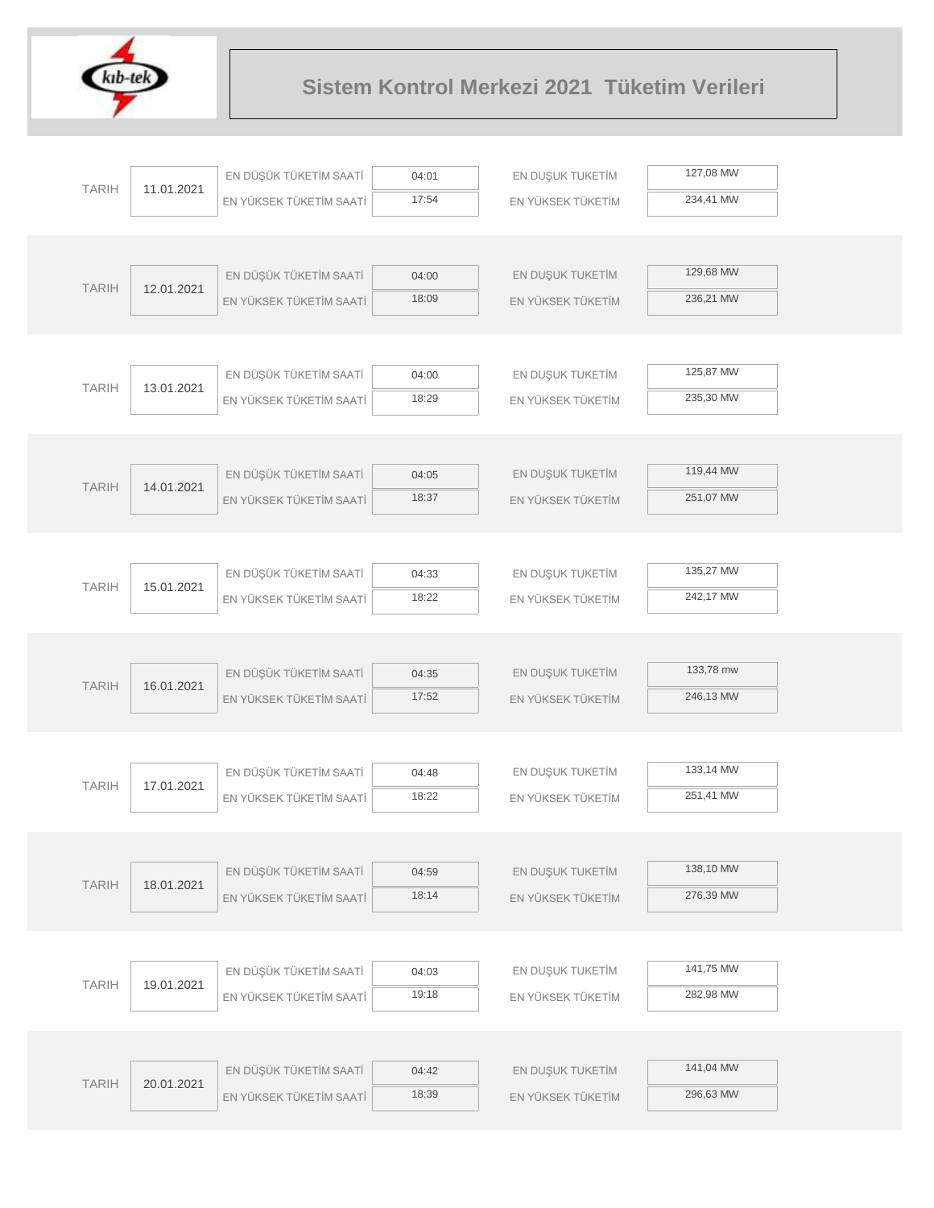# Sistem Kontrol Merkezi 2021 Tüketim Verileri

| TARIH | | | | | |
|---|---|---|---|---|---|
| 11.01.2021 | EN DÜŞÜK TÜKETİM SAATİ | 04:01 | EN DUŞUK TUKETİM | 127,08 MW |
| | EN YÜKSEK TÜKETİM SAATİ | 17:54 | EN YÜKSEK TÜKETİM | 234,41 MW |
| 12.01.2021 | EN DÜŞÜK TÜKETİM SAATİ | 04:00 | EN DUŞUK TUKETİM | 129,68 MW |
| | EN YÜKSEK TÜKETİM SAATİ | 18:09 | EN YÜKSEK TÜKETİM | 236,21 MW |
| 13.01.2021 | EN DÜŞÜK TÜKETİM SAATİ | 04:00 | EN DUŞUK TUKETİM | 125,87 MW |
| | EN YÜKSEK TÜKETİM SAATİ | 18:29 | EN YÜKSEK TÜKETİM | 235,30 MW |
| 14.01.2021 | EN DÜŞÜK TÜKETİM SAATİ | 04:05 | EN DUŞUK TUKETİM | 119,44 MW |
| | EN YÜKSEK TÜKETİM SAATİ | 18:37 | EN YÜKSEK TÜKETİM | 251,07 MW |
| 15.01.2021 | EN DÜŞÜK TÜKETİM SAATİ | 04:33 | EN DUŞUK TUKETİM | 135,27 MW |
| | EN YÜKSEK TÜKETİM SAATİ | 18:22 | EN YÜKSEK TÜKETİM | 242,17 MW |
| 16.01.2021 | EN DÜŞÜK TÜKETİM SAATİ | 04:35 | EN DUŞUK TUKETİM | 133,78 mw |
| | EN YÜKSEK TÜKETİM SAATİ | 17:52 | EN YÜKSEK TÜKETİM | 246,13 MW |
| 17.01.2021 | EN DÜŞÜK TÜKETİM SAATİ | 04:48 | EN DUŞUK TUKETİM | 133,14 MW |
| | EN YÜKSEK TÜKETİM SAATİ | 18:22 | EN YÜKSEK TÜKETİM | 251,41 MW |
| 18.01.2021 | EN DÜŞÜK TÜKETİM SAATİ | 04:59 | EN DUŞUK TUKETİM | 138,10 MW |
| | EN YÜKSEK TÜKETİM SAATİ | 18:14 | EN YÜKSEK TÜKETİM | 276,39 MW |
| 19.01.2021 | EN DÜŞÜK TÜKETİM SAATİ | 04:03 | EN DUŞUK TUKETİM | 141,75 MW |
| | EN YÜKSEK TÜKETİM SAATİ | 19:18 | EN YÜKSEK TÜKETİM | 282,98 MW |
| 20.01.2021 | EN DÜŞÜK TÜKETİM SAATİ | 04:42 | EN DUŞUK TUKETİM | 141,04 MW |
| | EN YÜKSEK TÜKETİM SAATİ | 18:39 | EN YÜKSEK TÜKETİM | 296,63 MW |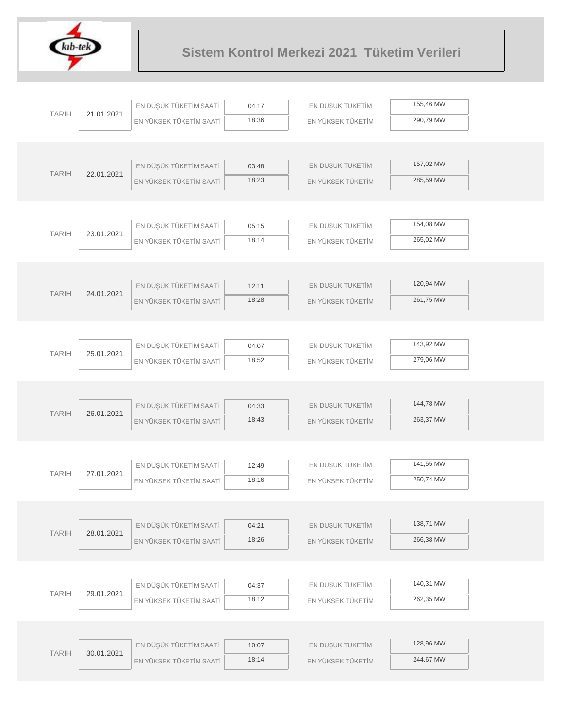# Sistem Kontrol Merkezi 2021 Tüketim Verileri

| TARIH | | | | | |
|---|---|---|---|---|---|
| TARIH | 21.01.2021 | EN DÜŞÜK TÜKETİM SAATİ | 04:17 | EN DUŞUK TUKETİM | 155,46 MW |
| | | EN YÜKSEK TÜKETİM SAATİ | 18:36 | EN YÜKSEK TÜKETİM | 290,79 MW |
| TARIH | 22.01.2021 | EN DÜŞÜK TÜKETİM SAATİ | 03:48 | EN DUŞUK TUKETİM | 157,02 MW |
| | | EN YÜKSEK TÜKETİM SAATİ | 18:23 | EN YÜKSEK TÜKETİM | 285,59 MW |
| TARIH | 23.01.2021 | EN DÜŞÜK TÜKETİM SAATİ | 05:15 | EN DUŞUK TUKETİM | 154,08 MW |
| | | EN YÜKSEK TÜKETİM SAATİ | 18:14 | EN YÜKSEK TÜKETİM | 265,02 MW |
| TARIH | 24.01.2021 | EN DÜŞÜK TÜKETİM SAATİ | 12:11 | EN DUŞUK TUKETİM | 120,94 MW |
| | | EN YÜKSEK TÜKETİM SAATİ | 18:28 | EN YÜKSEK TÜKETİM | 261,75 MW |
| TARIH | 25.01.2021 | EN DÜŞÜK TÜKETİM SAATİ | 04:07 | EN DUŞUK TUKETİM | 143,92 MW |
| | | EN YÜKSEK TÜKETİM SAATİ | 18:52 | EN YÜKSEK TÜKETİM | 279,06 MW |
| TARIH | 26.01.2021 | EN DÜŞÜK TÜKETİM SAATİ | 04:33 | EN DUŞUK TUKETİM | 144,78 MW |
| | | EN YÜKSEK TÜKETİM SAATİ | 18:43 | EN YÜKSEK TÜKETİM | 263,37 MW |
| TARIH | 27.01.2021 | EN DÜŞÜK TÜKETİM SAATİ | 12:49 | EN DUŞUK TUKETİM | 141,55 MW |
| | | EN YÜKSEK TÜKETİM SAATİ | 18:16 | EN YÜKSEK TÜKETİM | 250,74 MW |
| TARIH | 28.01.2021 | EN DÜŞÜK TÜKETİM SAATİ | 04:21 | EN DUŞUK TUKETİM | 138,71 MW |
| | | EN YÜKSEK TÜKETİM SAATİ | 18:26 | EN YÜKSEK TÜKETİM | 266,38 MW |
| TARIH | 29.01.2021 | EN DÜŞÜK TÜKETİM SAATİ | 04:37 | EN DUŞUK TUKETİM | 140,31 MW |
| | | EN YÜKSEK TÜKETİM SAATİ | 18:12 | EN YÜKSEK TÜKETİM | 262,35 MW |
| TARIH | 30.01.2021 | EN DÜŞÜK TÜKETİM SAATİ | 10:07 | EN DUŞUK TUKETİM | 128,96 MW |
| | | EN YÜKSEK TÜKETİM SAATİ | 18:14 | EN YÜKSEK TÜKETİM | 244,67 MW |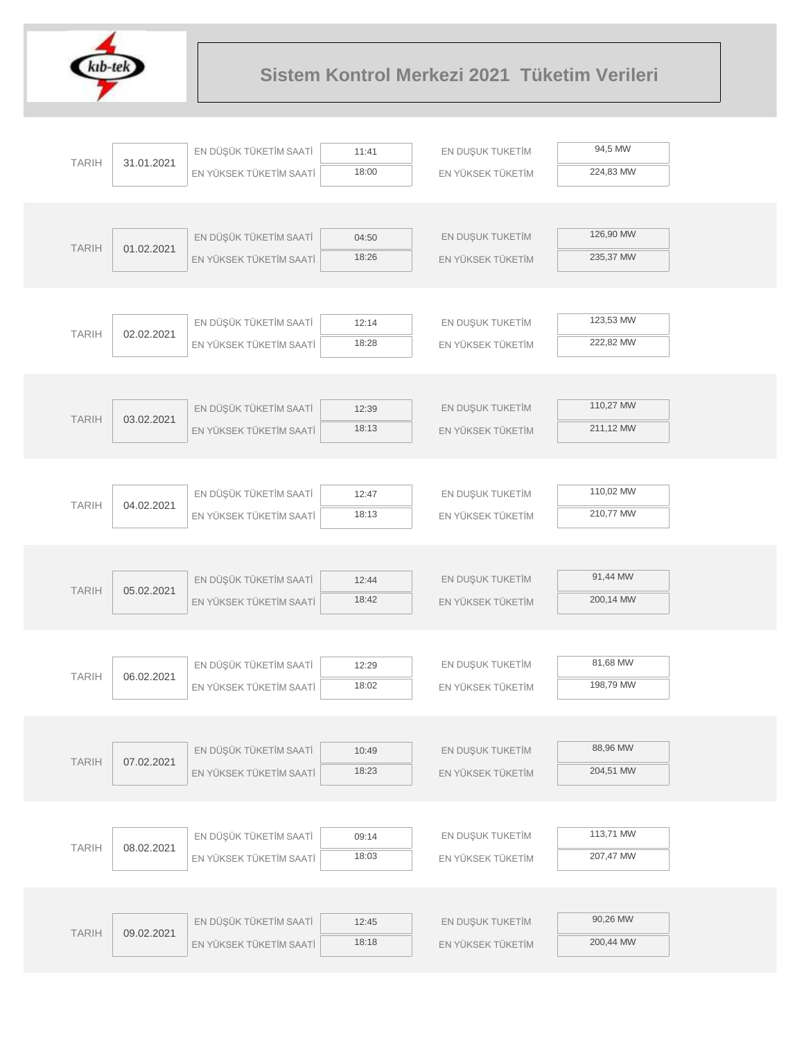# Sistem Kontrol Merkezi 2021 Tüketim Verileri

| TARIH | | | | | |
|---|---|---|---|---|---|
| TARIH | 31.01.2021 | EN DÜŞÜK TÜKETİM SAATİ | 11:41 | EN DUŞUK TUKETİM | 94,5 MW |
| | | EN YÜKSEK TÜKETİM SAATİ | 18:00 | EN YÜKSEK TÜKETİM | 224,83 MW |
| TARIH | 01.02.2021 | EN DÜŞÜK TÜKETİM SAATİ | 04:50 | EN DUŞUK TUKETİM | 126,90 MW |
| | | EN YÜKSEK TÜKETİM SAATİ | 18:26 | EN YÜKSEK TÜKETİM | 235,37 MW |
| TARIH | 02.02.2021 | EN DÜŞÜK TÜKETİM SAATİ | 12:14 | EN DUŞUK TUKETİM | 123,53 MW |
| | | EN YÜKSEK TÜKETİM SAATİ | 18:28 | EN YÜKSEK TÜKETİM | 222,82 MW |
| TARIH | 03.02.2021 | EN DÜŞÜK TÜKETİM SAATİ | 12:39 | EN DUŞUK TUKETİM | 110,27 MW |
| | | EN YÜKSEK TÜKETİM SAATİ | 18:13 | EN YÜKSEK TÜKETİM | 211,12 MW |
| TARIH | 04.02.2021 | EN DÜŞÜK TÜKETİM SAATİ | 12:47 | EN DUŞUK TUKETİM | 110,02 MW |
| | | EN YÜKSEK TÜKETİM SAATİ | 18:13 | EN YÜKSEK TÜKETİM | 210,77 MW |
| TARIH | 05.02.2021 | EN DÜŞÜK TÜKETİM SAATİ | 12:44 | EN DUŞUK TUKETİM | 91,44 MW |
| | | EN YÜKSEK TÜKETİM SAATİ | 18:42 | EN YÜKSEK TÜKETİM | 200,14 MW |
| TARIH | 06.02.2021 | EN DÜŞÜK TÜKETİM SAATİ | 12:29 | EN DUŞUK TUKETİM | 81,68 MW |
| | | EN YÜKSEK TÜKETİM SAATİ | 18:02 | EN YÜKSEK TÜKETİM | 198,79 MW |
| TARIH | 07.02.2021 | EN DÜŞÜK TÜKETİM SAATİ | 10:49 | EN DUŞUK TUKETİM | 88,96 MW |
| | | EN YÜKSEK TÜKETİM SAATİ | 18:23 | EN YÜKSEK TÜKETİM | 204,51 MW |
| TARIH | 08.02.2021 | EN DÜŞÜK TÜKETİM SAATİ | 09:14 | EN DUŞUK TUKETİM | 113,71 MW |
| | | EN YÜKSEK TÜKETİM SAATİ | 18:03 | EN YÜKSEK TÜKETİM | 207,47 MW |
| TARIH | 09.02.2021 | EN DÜŞÜK TÜKETİM SAATİ | 12:45 | EN DUŞUK TUKETİM | 90,26 MW |
| | | EN YÜKSEK TÜKETİM SAATİ | 18:18 | EN YÜKSEK TÜKETİM | 200,44 MW |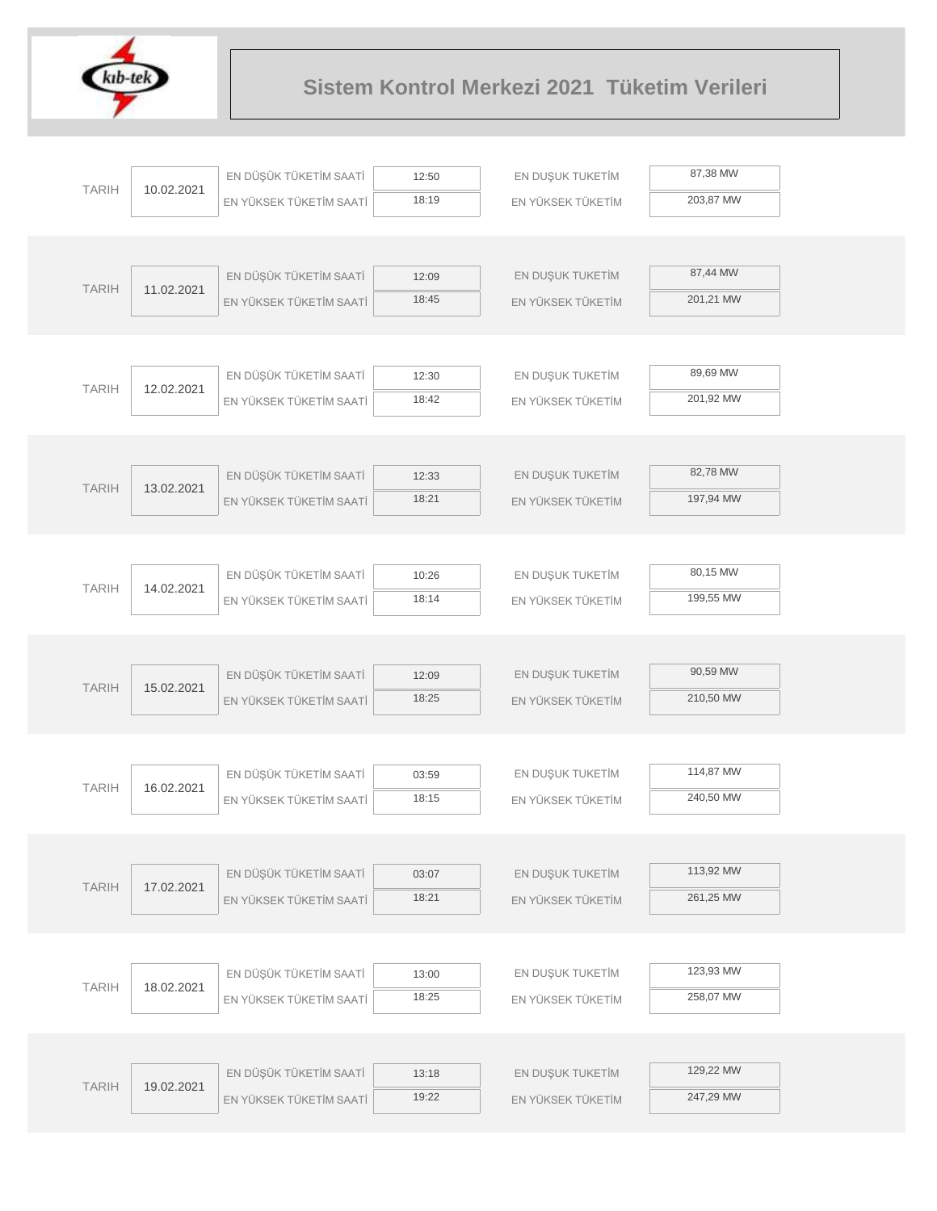# Sistem Kontrol Merkezi 2021 Tüketim Verileri

| TARIH | | | | | |
|---|---|---|---|---|---|
| TARIH | 10.02.2021 | EN DÜŞÜK TÜKETİM SAATİ | 12:50 | EN DUŞUK TUKETİM | 87,38 MW |
| | | EN YÜKSEK TÜKETİM SAATİ | 18:19 | EN YÜKSEK TÜKETİM | 203,87 MW |
| TARIH | 11.02.2021 | EN DÜŞÜK TÜKETİM SAATİ | 12:09 | EN DUŞUK TUKETİM | 87,44 MW |
| | | EN YÜKSEK TÜKETİM SAATİ | 18:45 | EN YÜKSEK TÜKETİM | 201,21 MW |
| TARIH | 12.02.2021 | EN DÜŞÜK TÜKETİM SAATİ | 12:30 | EN DUŞUK TUKETİM | 89,69 MW |
| | | EN YÜKSEK TÜKETİM SAATİ | 18:42 | EN YÜKSEK TÜKETİM | 201,92 MW |
| TARIH | 13.02.2021 | EN DÜŞÜK TÜKETİM SAATİ | 12:33 | EN DUŞUK TUKETİM | 82,78 MW |
| | | EN YÜKSEK TÜKETİM SAATİ | 18:21 | EN YÜKSEK TÜKETİM | 197,94 MW |
| TARIH | 14.02.2021 | EN DÜŞÜK TÜKETİM SAATİ | 10:26 | EN DUŞUK TUKETİM | 80,15 MW |
| | | EN YÜKSEK TÜKETİM SAATİ | 18:14 | EN YÜKSEK TÜKETİM | 199,55 MW |
| TARIH | 15.02.2021 | EN DÜŞÜK TÜKETİM SAATİ | 12:09 | EN DUŞUK TUKETİM | 90,59 MW |
| | | EN YÜKSEK TÜKETİM SAATİ | 18:25 | EN YÜKSEK TÜKETİM | 210,50 MW |
| TARIH | 16.02.2021 | EN DÜŞÜK TÜKETİM SAATİ | 03:59 | EN DUŞUK TUKETİM | 114,87 MW |
| | | EN YÜKSEK TÜKETİM SAATİ | 18:15 | EN YÜKSEK TÜKETİM | 240,50 MW |
| TARIH | 17.02.2021 | EN DÜŞÜK TÜKETİM SAATİ | 03:07 | EN DUŞUK TUKETİM | 113,92 MW |
| | | EN YÜKSEK TÜKETİM SAATİ | 18:21 | EN YÜKSEK TÜKETİM | 261,25 MW |
| TARIH | 18.02.2021 | EN DÜŞÜK TÜKETİM SAATİ | 13:00 | EN DUŞUK TUKETİM | 123,93 MW |
| | | EN YÜKSEK TÜKETİM SAATİ | 18:25 | EN YÜKSEK TÜKETİM | 258,07 MW |
| TARIH | 19.02.2021 | EN DÜŞÜK TÜKETİM SAATİ | 13:18 | EN DUŞUK TUKETİM | 129,22 MW |
| | | EN YÜKSEK TÜKETİM SAATİ | 19:22 | EN YÜKSEK TÜKETİM | 247,29 MW |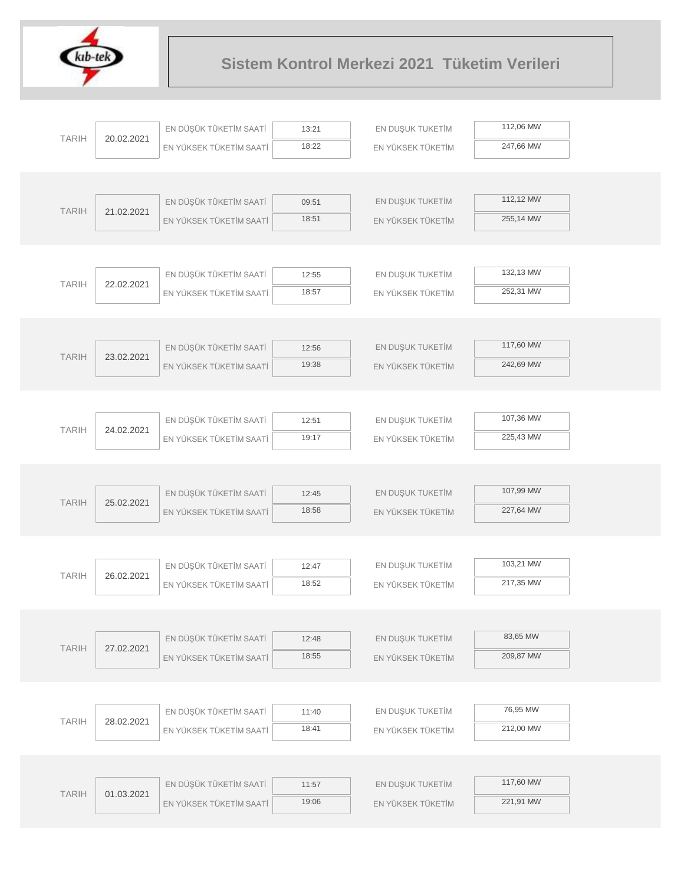# Sistem Kontrol Merkezi 2021 Tüketim Verileri

| TARIH | | | | | |
|---|---|---|---|---|---|
| TARIH | 20.02.2021 | EN DÜŞÜK TÜKETİM SAATİ | 13:21 | EN DUŞUK TUKETİM | 112,06 MW |
| | | EN YÜKSEK TÜKETİM SAATİ | 18:22 | EN YÜKSEK TÜKETİM | 247,66 MW |
| TARIH | 21.02.2021 | EN DÜŞÜK TÜKETİM SAATİ | 09:51 | EN DUŞUK TUKETİM | 112,12 MW |
| | | EN YÜKSEK TÜKETİM SAATİ | 18:51 | EN YÜKSEK TÜKETİM | 255,14 MW |
| TARIH | 22.02.2021 | EN DÜŞÜK TÜKETİM SAATİ | 12:55 | EN DUŞUK TUKETİM | 132,13 MW |
| | | EN YÜKSEK TÜKETİM SAATİ | 18:57 | EN YÜKSEK TÜKETİM | 252,31 MW |
| TARIH | 23.02.2021 | EN DÜŞÜK TÜKETİM SAATİ | 12:56 | EN DUŞUK TUKETİM | 117,60 MW |
| | | EN YÜKSEK TÜKETİM SAATİ | 19:38 | EN YÜKSEK TÜKETİM | 242,69 MW |
| TARIH | 24.02.2021 | EN DÜŞÜK TÜKETİM SAATİ | 12:51 | EN DUŞUK TUKETİM | 107,36 MW |
| | | EN YÜKSEK TÜKETİM SAATİ | 19:17 | EN YÜKSEK TÜKETİM | 225,43 MW |
| TARIH | 25.02.2021 | EN DÜŞÜK TÜKETİM SAATİ | 12:45 | EN DUŞUK TUKETİM | 107,99 MW |
| | | EN YÜKSEK TÜKETİM SAATİ | 18:58 | EN YÜKSEK TÜKETİM | 227,64 MW |
| TARIH | 26.02.2021 | EN DÜŞÜK TÜKETİM SAATİ | 12:47 | EN DUŞUK TUKETİM | 103,21 MW |
| | | EN YÜKSEK TÜKETİM SAATİ | 18:52 | EN YÜKSEK TÜKETİM | 217,35 MW |
| TARIH | 27.02.2021 | EN DÜŞÜK TÜKETİM SAATİ | 12:48 | EN DUŞUK TUKETİM | 83,65 MW |
| | | EN YÜKSEK TÜKETİM SAATİ | 18:55 | EN YÜKSEK TÜKETİM | 209,87 MW |
| TARIH | 28.02.2021 | EN DÜŞÜK TÜKETİM SAATİ | 11:40 | EN DUŞUK TUKETİM | 76,95 MW |
| | | EN YÜKSEK TÜKETİM SAATİ | 18:41 | EN YÜKSEK TÜKETİM | 212,00 MW |
| TARIH | 01.03.2021 | EN DÜŞÜK TÜKETİM SAATİ | 11:57 | EN DUŞUK TUKETİM | 117,60 MW |
| | | EN YÜKSEK TÜKETİM SAATİ | 19:06 | EN YÜKSEK TÜKETİM | 221,91 MW |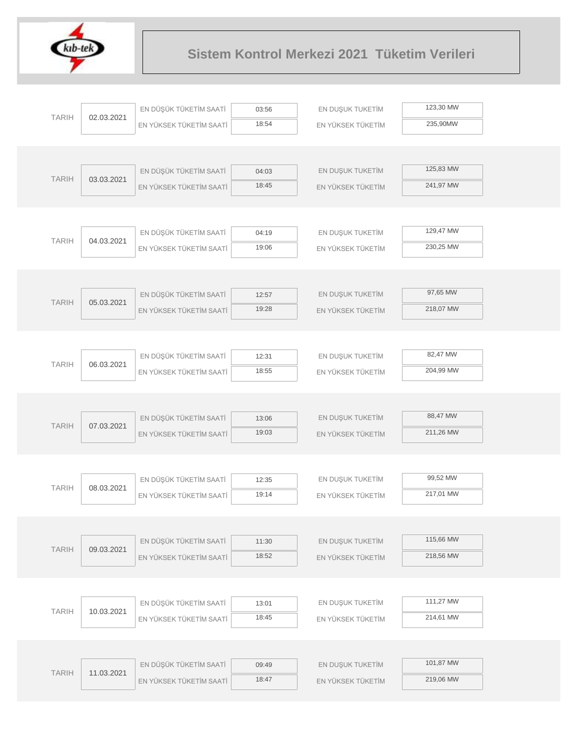# Sistem Kontrol Merkezi 2021 Tüketim Verileri

| TARIH | | | | | |
|---|---|---|---|---|---|
| TARIH | 02.03.2021 | EN DÜŞÜK TÜKETİM SAATİ | 03:56 | EN DUŞUK TUKETİM | 123,30 MW |
| | | EN YÜKSEK TÜKETİM SAATİ | 18:54 | EN YÜKSEK TÜKETİM | 235,90MW |
| TARIH | 03.03.2021 | EN DÜŞÜK TÜKETİM SAATİ | 04:03 | EN DUŞUK TUKETİM | 125,83 MW |
| | | EN YÜKSEK TÜKETİM SAATİ | 18:45 | EN YÜKSEK TÜKETİM | 241,97 MW |
| TARIH | 04.03.2021 | EN DÜŞÜK TÜKETİM SAATİ | 04:19 | EN DUŞUK TUKETİM | 129,47 MW |
| | | EN YÜKSEK TÜKETİM SAATİ | 19:06 | EN YÜKSEK TÜKETİM | 230,25 MW |
| TARIH | 05.03.2021 | EN DÜŞÜK TÜKETİM SAATİ | 12:57 | EN DUŞUK TUKETİM | 97,65 MW |
| | | EN YÜKSEK TÜKETİM SAATİ | 19:28 | EN YÜKSEK TÜKETİM | 218,07 MW |
| TARIH | 06.03.2021 | EN DÜŞÜK TÜKETİM SAATİ | 12:31 | EN DUŞUK TUKETİM | 82,47 MW |
| | | EN YÜKSEK TÜKETİM SAATİ | 18:55 | EN YÜKSEK TÜKETİM | 204,99 MW |
| TARIH | 07.03.2021 | EN DÜŞÜK TÜKETİM SAATİ | 13:06 | EN DUŞUK TUKETİM | 88,47 MW |
| | | EN YÜKSEK TÜKETİM SAATİ | 19:03 | EN YÜKSEK TÜKETİM | 211,26 MW |
| TARIH | 08.03.2021 | EN DÜŞÜK TÜKETİM SAATİ | 12:35 | EN DUŞUK TUKETİM | 99,52 MW |
| | | EN YÜKSEK TÜKETİM SAATİ | 19:14 | EN YÜKSEK TÜKETİM | 217,01 MW |
| TARIH | 09.03.2021 | EN DÜŞÜK TÜKETİM SAATİ | 11:30 | EN DUŞUK TUKETİM | 115,66 MW |
| | | EN YÜKSEK TÜKETİM SAATİ | 18:52 | EN YÜKSEK TÜKETİM | 218,56 MW |
| TARIH | 10.03.2021 | EN DÜŞÜK TÜKETİM SAATİ | 13:01 | EN DUŞUK TUKETİM | 111,27 MW |
| | | EN YÜKSEK TÜKETİM SAATİ | 18:45 | EN YÜKSEK TÜKETİM | 214,61 MW |
| TARIH | 11.03.2021 | EN DÜŞÜK TÜKETİM SAATİ | 09:49 | EN DUŞUK TUKETİM | 101,87 MW |
| | | EN YÜKSEK TÜKETİM SAATİ | 18:47 | EN YÜKSEK TÜKETİM | 219,06 MW |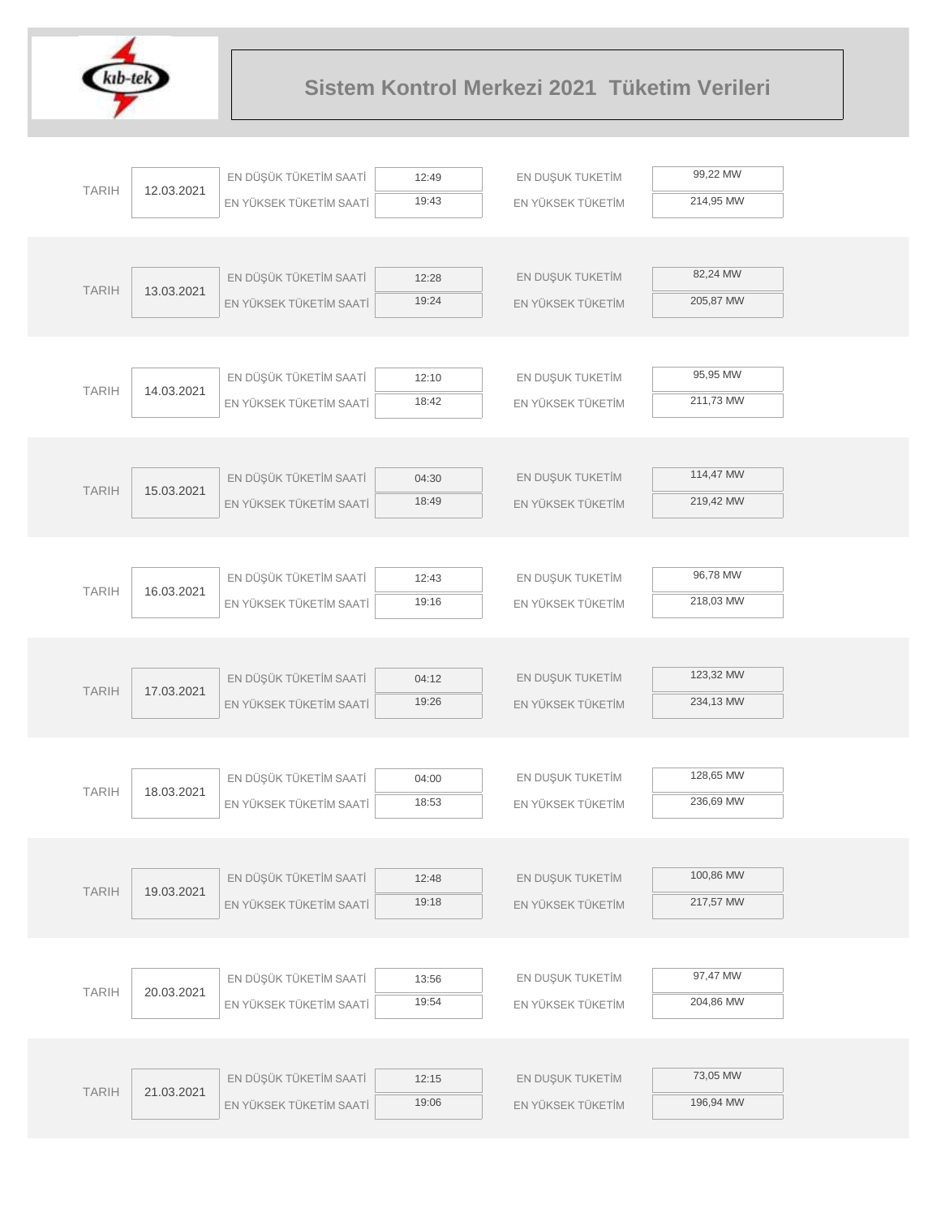# Sistem Kontrol Merkezi 2021 Tüketim Verileri

| TARIH | EN DÜŞÜK TÜKETİM SAATİ | EN YÜKSEK TÜKETİM SAATİ | EN DUŞUK TUKETİM | EN YÜKSEK TÜKETİM |
|---|---|---|---|---|
| 12.03.2021 | 12:49 | 19:43 | 99,22 MW | 214,95 MW |
| 13.03.2021 | 12:28 | 19:24 | 82,24 MW | 205,87 MW |
| 14.03.2021 | 12:10 | 18:42 | 95,95 MW | 211,73 MW |
| 15.03.2021 | 04:30 | 18:49 | 114,47 MW | 219,42 MW |
| 16.03.2021 | 12:43 | 19:16 | 96,78 MW | 218,03 MW |
| 17.03.2021 | 04:12 | 19:26 | 123,32 MW | 234,13 MW |
| 18.03.2021 | 04:00 | 18:53 | 128,65 MW | 236,69 MW |
| 19.03.2021 | 12:48 | 19:18 | 100,86 MW | 217,57 MW |
| 20.03.2021 | 13:56 | 19:54 | 97,47 MW | 204,86 MW |
| 21.03.2021 | 12:15 | 19:06 | 73,05 MW | 196,94 MW |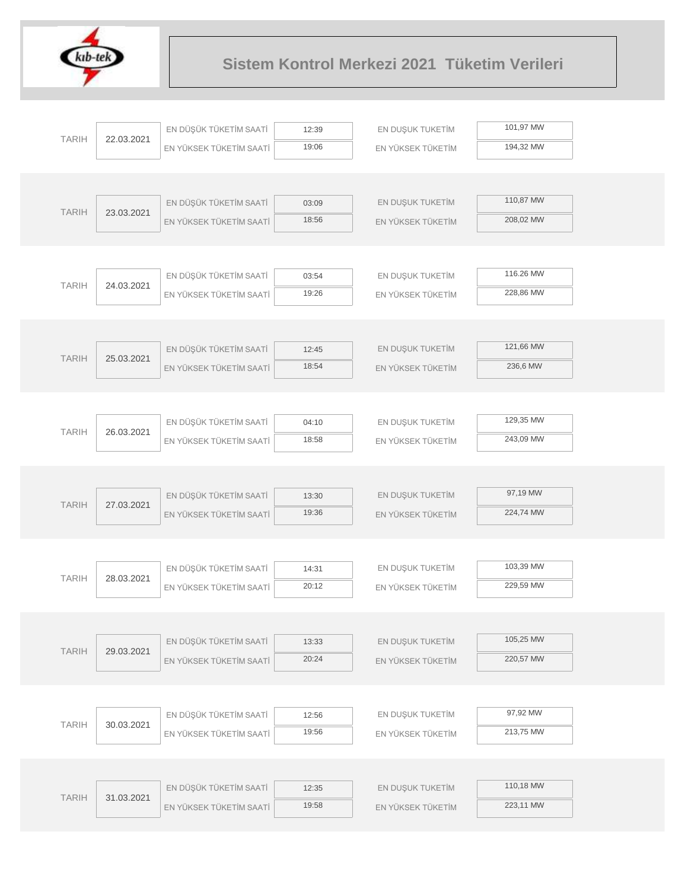# Sistem Kontrol Merkezi 2021 Tüketim Verileri

| TARIH | 22.03.2021 | EN DÜŞÜK TÜKETİM SAATİ | 12:39 | EN DUŞUK TUKETİM | 101,97 MW |
|---|---|---|---|---|---|
| | | EN YÜKSEK TÜKETİM SAATİ | 19:06 | EN YÜKSEK TÜKETİM | 194,32 MW |
| TARIH | 23.03.2021 | EN DÜŞÜK TÜKETİM SAATİ | 03:09 | EN DUŞUK TUKETİM | 110,87 MW |
| | | EN YÜKSEK TÜKETİM SAATİ | 18:56 | EN YÜKSEK TÜKETİM | 208,02 MW |
| TARIH | 24.03.2021 | EN DÜŞÜK TÜKETİM SAATİ | 03:54 | EN DUŞUK TUKETİM | 116.26 MW |
| | | EN YÜKSEK TÜKETİM SAATİ | 19:26 | EN YÜKSEK TÜKETİM | 228,86 MW |
| TARIH | 25.03.2021 | EN DÜŞÜK TÜKETİM SAATİ | 12:45 | EN DUŞUK TUKETİM | 121,66 MW |
| | | EN YÜKSEK TÜKETİM SAATİ | 18:54 | EN YÜKSEK TÜKETİM | 236,6 MW |
| TARIH | 26.03.2021 | EN DÜŞÜK TÜKETİM SAATİ | 04:10 | EN DUŞUK TUKETİM | 129,35 MW |
| | | EN YÜKSEK TÜKETİM SAATİ | 18:58 | EN YÜKSEK TÜKETİM | 243,09 MW |
| TARIH | 27.03.2021 | EN DÜŞÜK TÜKETİM SAATİ | 13:30 | EN DUŞUK TUKETİM | 97,19 MW |
| | | EN YÜKSEK TÜKETİM SAATİ | 19:36 | EN YÜKSEK TÜKETİM | 224,74 MW |
| TARIH | 28.03.2021 | EN DÜŞÜK TÜKETİM SAATİ | 14:31 | EN DUŞUK TUKETİM | 103,39 MW |
| | | EN YÜKSEK TÜKETİM SAATİ | 20:12 | EN YÜKSEK TÜKETİM | 229,59 MW |
| TARIH | 29.03.2021 | EN DÜŞÜK TÜKETİM SAATİ | 13:33 | EN DUŞUK TUKETİM | 105,25 MW |
| | | EN YÜKSEK TÜKETİM SAATİ | 20:24 | EN YÜKSEK TÜKETİM | 220,57 MW |
| TARIH | 30.03.2021 | EN DÜŞÜK TÜKETİM SAATİ | 12:56 | EN DUŞUK TUKETİM | 97,92 MW |
| | | EN YÜKSEK TÜKETİM SAATİ | 19:56 | EN YÜKSEK TÜKETİM | 213,75 MW |
| TARIH | 31.03.2021 | EN DÜŞÜK TÜKETİM SAATİ | 12:35 | EN DUŞUK TUKETİM | 110,18 MW |
| | | EN YÜKSEK TÜKETİM SAATİ | 19:58 | EN YÜKSEK TÜKETİM | 223,11 MW |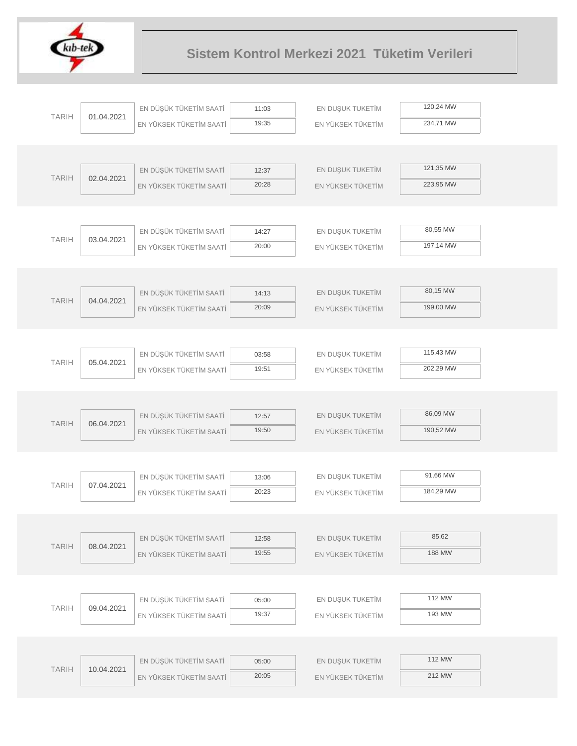# Sistem Kontrol Merkezi 2021 Tüketim Verileri

| TARIH | | | | | |
|---|---|---|---|---|---|
| TARIH | 01.04.2021 | EN DÜŞÜK TÜKETİM SAATİ | 11:03 | EN DUŞUK TUKETİM | 120,24 MW |
| | | EN YÜKSEK TÜKETİM SAATİ | 19:35 | EN YÜKSEK TÜKETİM | 234,71 MW |
| TARIH | 02.04.2021 | EN DÜŞÜK TÜKETİM SAATİ | 12:37 | EN DUŞUK TUKETİM | 121,35 MW |
| | | EN YÜKSEK TÜKETİM SAATİ | 20:28 | EN YÜKSEK TÜKETİM | 223,95 MW |
| TARIH | 03.04.2021 | EN DÜŞÜK TÜKETİM SAATİ | 14:27 | EN DUŞUK TUKETİM | 80,55 MW |
| | | EN YÜKSEK TÜKETİM SAATİ | 20:00 | EN YÜKSEK TÜKETİM | 197,14 MW |
| TARIH | 04.04.2021 | EN DÜŞÜK TÜKETİM SAATİ | 14:13 | EN DUŞUK TUKETİM | 80,15 MW |
| | | EN YÜKSEK TÜKETİM SAATİ | 20:09 | EN YÜKSEK TÜKETİM | 199.00 MW |
| TARIH | 05.04.2021 | EN DÜŞÜK TÜKETİM SAATİ | 03:58 | EN DUŞUK TUKETİM | 115,43 MW |
| | | EN YÜKSEK TÜKETİM SAATİ | 19:51 | EN YÜKSEK TÜKETİM | 202,29 MW |
| TARIH | 06.04.2021 | EN DÜŞÜK TÜKETİM SAATİ | 12:57 | EN DUŞUK TUKETİM | 86,09 MW |
| | | EN YÜKSEK TÜKETİM SAATİ | 19:50 | EN YÜKSEK TÜKETİM | 190,52 MW |
| TARIH | 07.04.2021 | EN DÜŞÜK TÜKETİM SAATİ | 13:06 | EN DUŞUK TUKETİM | 91,66 MW |
| | | EN YÜKSEK TÜKETİM SAATİ | 20:23 | EN YÜKSEK TÜKETİM | 184,29 MW |
| TARIH | 08.04.2021 | EN DÜŞÜK TÜKETİM SAATİ | 12:58 | EN DUŞUK TUKETİM | 85.62 |
| | | EN YÜKSEK TÜKETİM SAATİ | 19:55 | EN YÜKSEK TÜKETİM | 188 MW |
| TARIH | 09.04.2021 | EN DÜŞÜK TÜKETİM SAATİ | 05:00 | EN DUŞUK TUKETİM | 112 MW |
| | | EN YÜKSEK TÜKETİM SAATİ | 19:37 | EN YÜKSEK TÜKETİM | 193 MW |
| TARIH | 10.04.2021 | EN DÜŞÜK TÜKETİM SAATİ | 05:00 | EN DUŞUK TUKETİM | 112 MW |
| | | EN YÜKSEK TÜKETİM SAATİ | 20:05 | EN YÜKSEK TÜKETİM | 212 MW |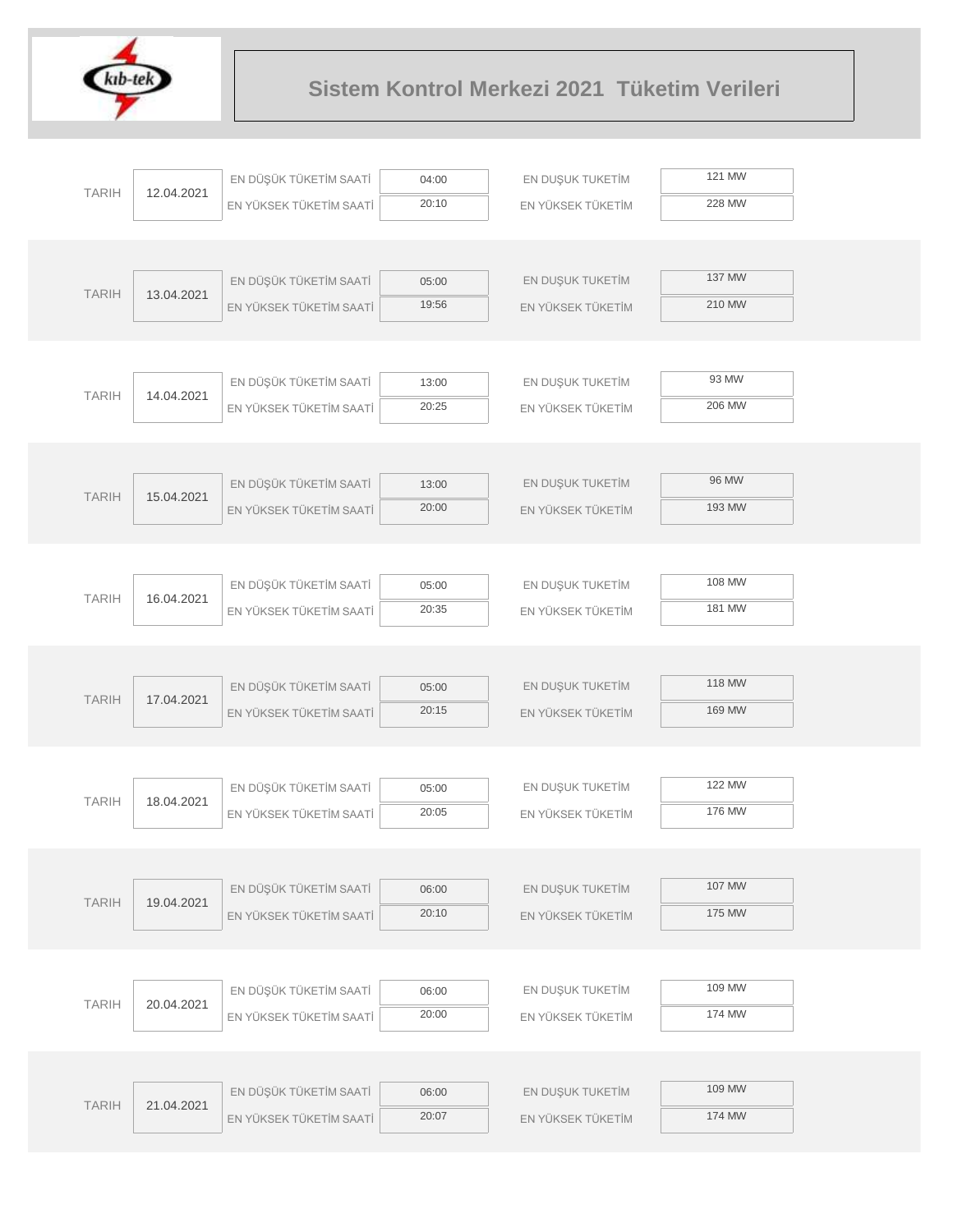# Sistem Kontrol Merkezi 2021 Tüketim Verileri

| TARIH | | | | | |
|---|---|---|---|---|---|
| TARIH | 12.04.2021 | EN DÜŞÜK TÜKETİM SAATİ | 04:00 | EN DUŞUK TUKETİM | 121 MW |
| | | EN YÜKSEK TÜKETİM SAATİ | 20:10 | EN YÜKSEK TÜKETİM | 228 MW |
| TARIH | 13.04.2021 | EN DÜŞÜK TÜKETİM SAATİ | 05:00 | EN DUŞUK TUKETİM | 137 MW |
| | | EN YÜKSEK TÜKETİM SAATİ | 19:56 | EN YÜKSEK TÜKETİM | 210 MW |
| TARIH | 14.04.2021 | EN DÜŞÜK TÜKETİM SAATİ | 13:00 | EN DUŞUK TUKETİM | 93 MW |
| | | EN YÜKSEK TÜKETİM SAATİ | 20:25 | EN YÜKSEK TÜKETİM | 206 MW |
| TARIH | 15.04.2021 | EN DÜŞÜK TÜKETİM SAATİ | 13:00 | EN DUŞUK TUKETİM | 96 MW |
| | | EN YÜKSEK TÜKETİM SAATİ | 20:00 | EN YÜKSEK TÜKETİM | 193 MW |
| TARIH | 16.04.2021 | EN DÜŞÜK TÜKETİM SAATİ | 05:00 | EN DUŞUK TUKETİM | 108 MW |
| | | EN YÜKSEK TÜKETİM SAATİ | 20:35 | EN YÜKSEK TÜKETİM | 181 MW |
| TARIH | 17.04.2021 | EN DÜŞÜK TÜKETİM SAATİ | 05:00 | EN DUŞUK TUKETİM | 118 MW |
| | | EN YÜKSEK TÜKETİM SAATİ | 20:15 | EN YÜKSEK TÜKETİM | 169 MW |
| TARIH | 18.04.2021 | EN DÜŞÜK TÜKETİM SAATİ | 05:00 | EN DUŞUK TUKETİM | 122 MW |
| | | EN YÜKSEK TÜKETİM SAATİ | 20:05 | EN YÜKSEK TÜKETİM | 176 MW |
| TARIH | 19.04.2021 | EN DÜŞÜK TÜKETİM SAATİ | 06:00 | EN DUŞUK TUKETİM | 107 MW |
| | | EN YÜKSEK TÜKETİM SAATİ | 20:10 | EN YÜKSEK TÜKETİM | 175 MW |
| TARIH | 20.04.2021 | EN DÜŞÜK TÜKETİM SAATİ | 06:00 | EN DUŞUK TUKETİM | 109 MW |
| | | EN YÜKSEK TÜKETİM SAATİ | 20:00 | EN YÜKSEK TÜKETİM | 174 MW |
| TARIH | 21.04.2021 | EN DÜŞÜK TÜKETİM SAATİ | 06:00 | EN DUŞUK TUKETİM | 109 MW |
| | | EN YÜKSEK TÜKETİM SAATİ | 20:07 | EN YÜKSEK TÜKETİM | 174 MW |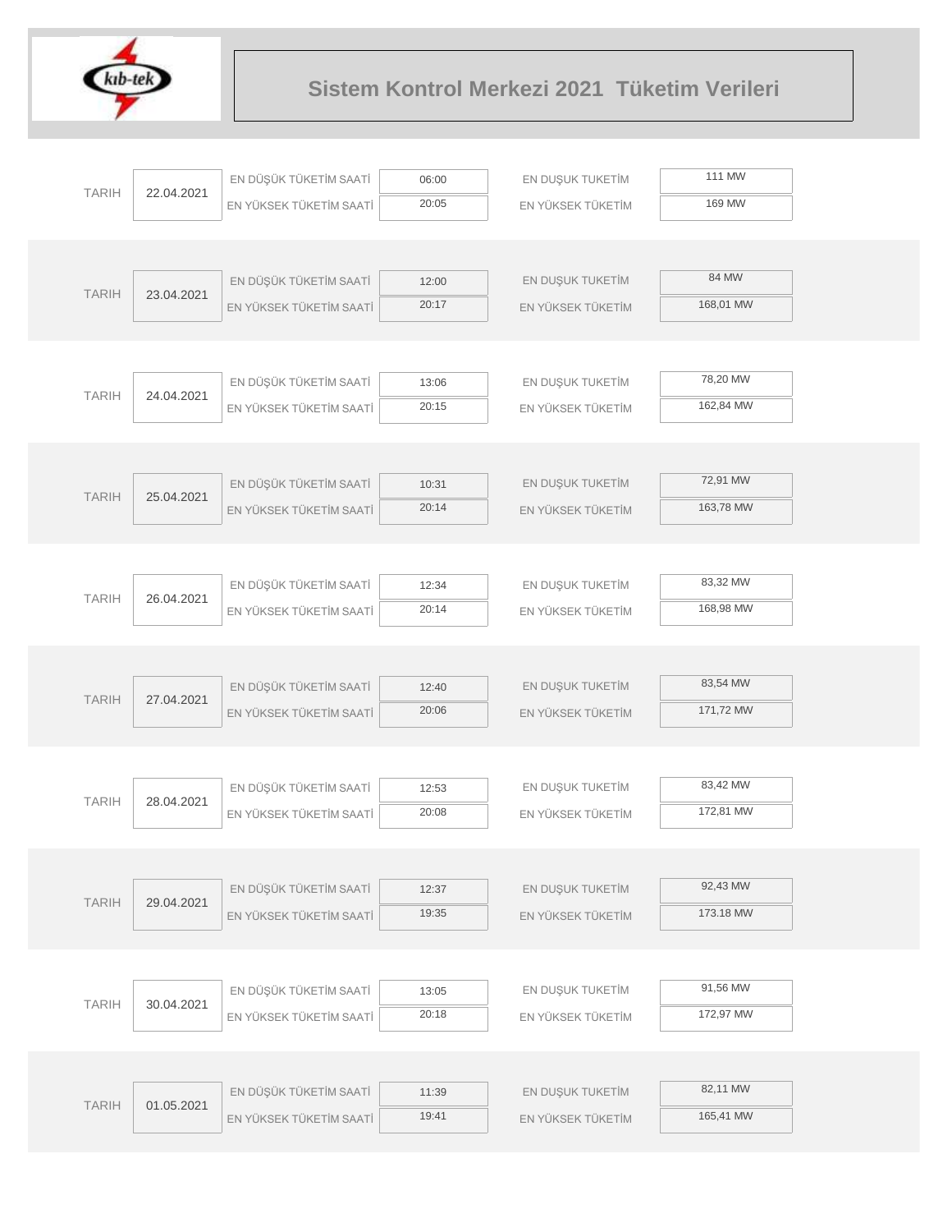# Sistem Kontrol Merkezi 2021 Tüketim Verileri

| TARIH | | | | | |
|---|---|---|---|---|---|
| 22.04.2021 | EN DÜŞÜK TÜKETİM SAATİ | 06:00 | EN DUŞUK TUKETİM | 111 MW |
| | EN YÜKSEK TÜKETİM SAATİ | 20:05 | EN YÜKSEK TÜKETİM | 169 MW |
| 23.04.2021 | EN DÜŞÜK TÜKETİM SAATİ | 12:00 | EN DUŞUK TUKETİM | 84 MW |
| | EN YÜKSEK TÜKETİM SAATİ | 20:17 | EN YÜKSEK TÜKETİM | 168,01 MW |
| 24.04.2021 | EN DÜŞÜK TÜKETİM SAATİ | 13:06 | EN DUŞUK TUKETİM | 78,20 MW |
| | EN YÜKSEK TÜKETİM SAATİ | 20:15 | EN YÜKSEK TÜKETİM | 162,84 MW |
| 25.04.2021 | EN DÜŞÜK TÜKETİM SAATİ | 10:31 | EN DUŞUK TUKETİM | 72,91 MW |
| | EN YÜKSEK TÜKETİM SAATİ | 20:14 | EN YÜKSEK TÜKETİM | 163,78 MW |
| 26.04.2021 | EN DÜŞÜK TÜKETİM SAATİ | 12:34 | EN DUŞUK TUKETİM | 83,32 MW |
| | EN YÜKSEK TÜKETİM SAATİ | 20:14 | EN YÜKSEK TÜKETİM | 168,98 MW |
| 27.04.2021 | EN DÜŞÜK TÜKETİM SAATİ | 12:40 | EN DUŞUK TUKETİM | 83,54 MW |
| | EN YÜKSEK TÜKETİM SAATİ | 20:06 | EN YÜKSEK TÜKETİM | 171,72 MW |
| 28.04.2021 | EN DÜŞÜK TÜKETİM SAATİ | 12:53 | EN DUŞUK TUKETİM | 83,42 MW |
| | EN YÜKSEK TÜKETİM SAATİ | 20:08 | EN YÜKSEK TÜKETİM | 172,81 MW |
| 29.04.2021 | EN DÜŞÜK TÜKETİM SAATİ | 12:37 | EN DUŞUK TUKETİM | 92,43 MW |
| | EN YÜKSEK TÜKETİM SAATİ | 19:35 | EN YÜKSEK TÜKETİM | 173.18 MW |
| 30.04.2021 | EN DÜŞÜK TÜKETİM SAATİ | 13:05 | EN DUŞUK TUKETİM | 91,56 MW |
| | EN YÜKSEK TÜKETİM SAATİ | 20:18 | EN YÜKSEK TÜKETİM | 172,97 MW |
| 01.05.2021 | EN DÜŞÜK TÜKETİM SAATİ | 11:39 | EN DUŞUK TUKETİM | 82,11 MW |
| | EN YÜKSEK TÜKETİM SAATİ | 19:41 | EN YÜKSEK TÜKETİM | 165,41 MW |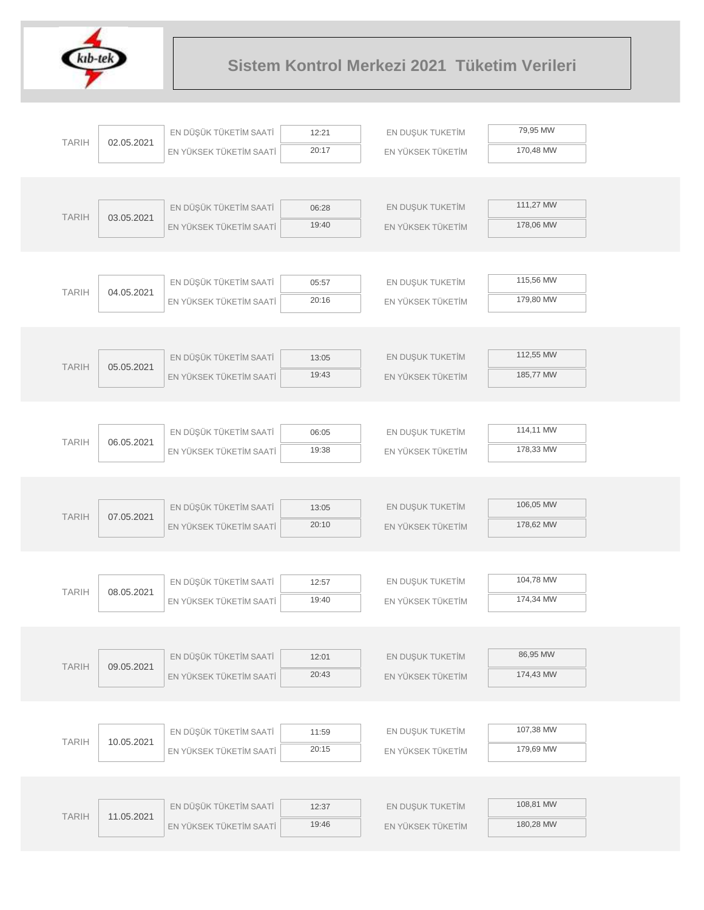# Sistem Kontrol Merkezi 2021 Tüketim Verileri

| TARIH | | | | | |
|---|---|---|---|---|---|
| 02.05.2021 | EN DÜŞÜK TÜKETİM SAATİ | 12:21 | EN DUŞUK TUKETİM | 79,95 MW |
| | EN YÜKSEK TÜKETİM SAATİ | 20:17 | EN YÜKSEK TÜKETİM | 170,48 MW |
| 03.05.2021 | EN DÜŞÜK TÜKETİM SAATİ | 06:28 | EN DUŞUK TUKETİM | 111,27 MW |
| | EN YÜKSEK TÜKETİM SAATİ | 19:40 | EN YÜKSEK TÜKETİM | 178,06 MW |
| 04.05.2021 | EN DÜŞÜK TÜKETİM SAATİ | 05:57 | EN DUŞUK TUKETİM | 115,56 MW |
| | EN YÜKSEK TÜKETİM SAATİ | 20:16 | EN YÜKSEK TÜKETİM | 179,80 MW |
| 05.05.2021 | EN DÜŞÜK TÜKETİM SAATİ | 13:05 | EN DUŞUK TUKETİM | 112,55 MW |
| | EN YÜKSEK TÜKETİM SAATİ | 19:43 | EN YÜKSEK TÜKETİM | 185,77 MW |
| 06.05.2021 | EN DÜŞÜK TÜKETİM SAATİ | 06:05 | EN DUŞUK TUKETİM | 114,11 MW |
| | EN YÜKSEK TÜKETİM SAATİ | 19:38 | EN YÜKSEK TÜKETİM | 178,33 MW |
| 07.05.2021 | EN DÜŞÜK TÜKETİM SAATİ | 13:05 | EN DUŞUK TUKETİM | 106,05 MW |
| | EN YÜKSEK TÜKETİM SAATİ | 20:10 | EN YÜKSEK TÜKETİM | 178,62 MW |
| 08.05.2021 | EN DÜŞÜK TÜKETİM SAATİ | 12:57 | EN DUŞUK TUKETİM | 104,78 MW |
| | EN YÜKSEK TÜKETİM SAATİ | 19:40 | EN YÜKSEK TÜKETİM | 174,34 MW |
| 09.05.2021 | EN DÜŞÜK TÜKETİM SAATİ | 12:01 | EN DUŞUK TUKETİM | 86,95 MW |
| | EN YÜKSEK TÜKETİM SAATİ | 20:43 | EN YÜKSEK TÜKETİM | 174,43 MW |
| 10.05.2021 | EN DÜŞÜK TÜKETİM SAATİ | 11:59 | EN DUŞUK TUKETİM | 107,38 MW |
| | EN YÜKSEK TÜKETİM SAATİ | 20:15 | EN YÜKSEK TÜKETİM | 179,69 MW |
| 11.05.2021 | EN DÜŞÜK TÜKETİM SAATİ | 12:37 | EN DUŞUK TUKETİM | 108,81 MW |
| | EN YÜKSEK TÜKETİM SAATİ | 19:46 | EN YÜKSEK TÜKETİM | 180,28 MW |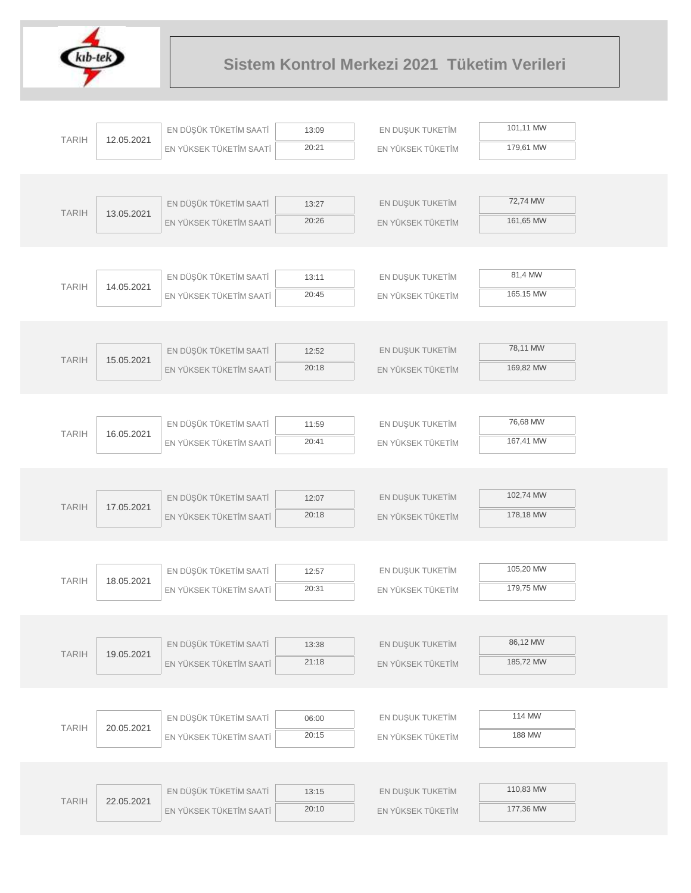# Sistem Kontrol Merkezi 2021 Tüketim Verileri

| TARIH | EN DÜŞÜK TÜKETİM SAATİ | EN YÜKSEK TÜKETİM SAATİ | EN DUŞUK TUKETİM | EN YÜKSEK TÜKETİM |
|---|---|---|---|---|
| 12.05.2021 | 13:09 | 20:21 | 101,11 MW | 179,61 MW |
| 13.05.2021 | 13:27 | 20:26 | 72,74 MW | 161,65 MW |
| 14.05.2021 | 13:11 | 20:45 | 81,4 MW | 165.15 MW |
| 15.05.2021 | 12:52 | 20:18 | 78,11 MW | 169,82 MW |
| 16.05.2021 | 11:59 | 20:41 | 76,68 MW | 167,41 MW |
| 17.05.2021 | 12:07 | 20:18 | 102,74 MW | 178,18 MW |
| 18.05.2021 | 12:57 | 20:31 | 105,20 MW | 179,75 MW |
| 19.05.2021 | 13:38 | 21:18 | 86,12 MW | 185,72 MW |
| 20.05.2021 | 06:00 | 20:15 | 114 MW | 188 MW |
| 22.05.2021 | 13:15 | 20:10 | 110,83 MW | 177,36 MW |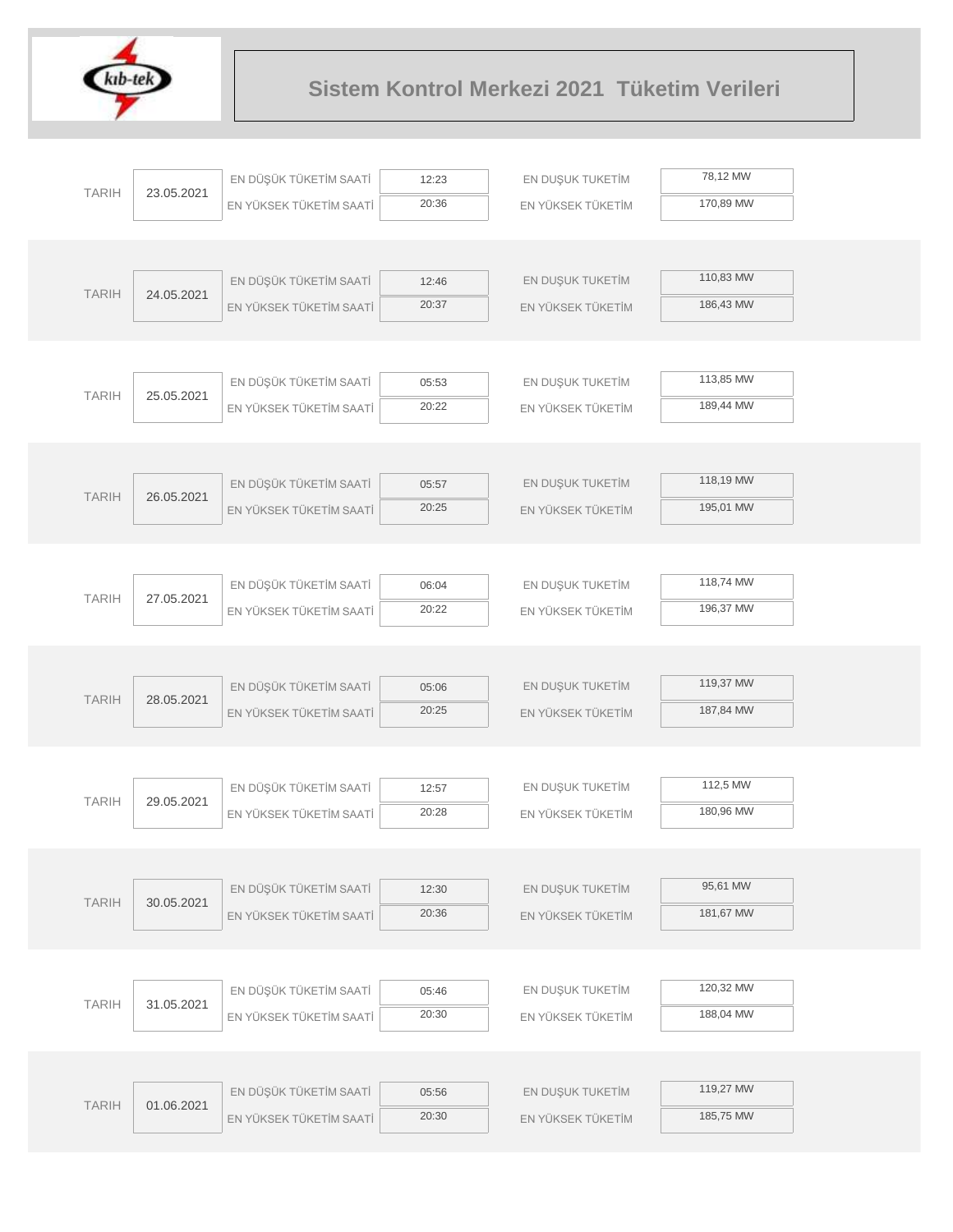# Sistem Kontrol Merkezi 2021 Tüketim Verileri

| TARIH | | | | | |
|---|---|---|---|---|---|
| 23.05.2021 | EN DÜŞÜK TÜKETİM SAATİ | 12:23 | EN DUŞUK TUKETİM | 78,12 MW |
| | EN YÜKSEK TÜKETİM SAATİ | 20:36 | EN YÜKSEK TÜKETİM | 170,89 MW |
| 24.05.2021 | EN DÜŞÜK TÜKETİM SAATİ | 12:46 | EN DUŞUK TUKETİM | 110,83 MW |
| | EN YÜKSEK TÜKETİM SAATİ | 20:37 | EN YÜKSEK TÜKETİM | 186,43 MW |
| 25.05.2021 | EN DÜŞÜK TÜKETİM SAATİ | 05:53 | EN DUŞUK TUKETİM | 113,85 MW |
| | EN YÜKSEK TÜKETİM SAATİ | 20:22 | EN YÜKSEK TÜKETİM | 189,44 MW |
| 26.05.2021 | EN DÜŞÜK TÜKETİM SAATİ | 05:57 | EN DUŞUK TUKETİM | 118,19 MW |
| | EN YÜKSEK TÜKETİM SAATİ | 20:25 | EN YÜKSEK TÜKETİM | 195,01 MW |
| 27.05.2021 | EN DÜŞÜK TÜKETİM SAATİ | 06:04 | EN DUŞUK TUKETİM | 118,74 MW |
| | EN YÜKSEK TÜKETİM SAATİ | 20:22 | EN YÜKSEK TÜKETİM | 196,37 MW |
| 28.05.2021 | EN DÜŞÜK TÜKETİM SAATİ | 05:06 | EN DUŞUK TUKETİM | 119,37 MW |
| | EN YÜKSEK TÜKETİM SAATİ | 20:25 | EN YÜKSEK TÜKETİM | 187,84 MW |
| 29.05.2021 | EN DÜŞÜK TÜKETİM SAATİ | 12:57 | EN DUŞUK TUKETİM | 112,5 MW |
| | EN YÜKSEK TÜKETİM SAATİ | 20:28 | EN YÜKSEK TÜKETİM | 180,96 MW |
| 30.05.2021 | EN DÜŞÜK TÜKETİM SAATİ | 12:30 | EN DUŞUK TUKETİM | 95,61 MW |
| | EN YÜKSEK TÜKETİM SAATİ | 20:36 | EN YÜKSEK TÜKETİM | 181,67 MW |
| 31.05.2021 | EN DÜŞÜK TÜKETİM SAATİ | 05:46 | EN DUŞUK TUKETİM | 120,32 MW |
| | EN YÜKSEK TÜKETİM SAATİ | 20:30 | EN YÜKSEK TÜKETİM | 188,04 MW |
| 01.06.2021 | EN DÜŞÜK TÜKETİM SAATİ | 05:56 | EN DUŞUK TUKETİM | 119,27 MW |
| | EN YÜKSEK TÜKETİM SAATİ | 20:30 | EN YÜKSEK TÜKETİM | 185,75 MW |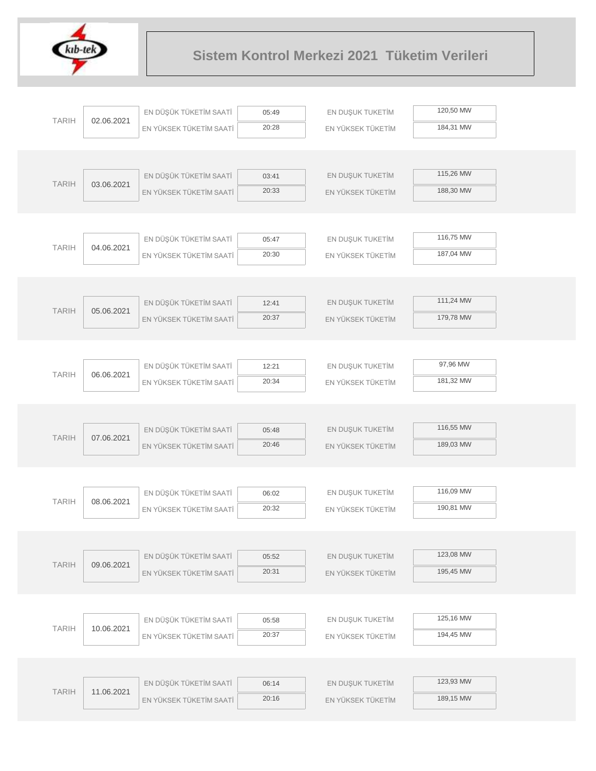# Sistem Kontrol Merkezi 2021 Tüketim Verileri

| TARIH | | | | | |
|---|---|---|---|---|---|
| TARIH | 02.06.2021 | EN DÜŞÜK TÜKETİM SAATİ | 05:49 | EN DUŞUK TUKETİM | 120,50 MW |
| | | EN YÜKSEK TÜKETİM SAATİ | 20:28 | EN YÜKSEK TÜKETİM | 184,31 MW |
| TARIH | 03.06.2021 | EN DÜŞÜK TÜKETİM SAATİ | 03:41 | EN DUŞUK TUKETİM | 115,26 MW |
| | | EN YÜKSEK TÜKETİM SAATİ | 20:33 | EN YÜKSEK TÜKETİM | 188,30 MW |
| TARIH | 04.06.2021 | EN DÜŞÜK TÜKETİM SAATİ | 05:47 | EN DUŞUK TUKETİM | 116,75 MW |
| | | EN YÜKSEK TÜKETİM SAATİ | 20:30 | EN YÜKSEK TÜKETİM | 187,04 MW |
| TARIH | 05.06.2021 | EN DÜŞÜK TÜKETİM SAATİ | 12:41 | EN DUŞUK TUKETİM | 111,24 MW |
| | | EN YÜKSEK TÜKETİM SAATİ | 20:37 | EN YÜKSEK TÜKETİM | 179,78 MW |
| TARIH | 06.06.2021 | EN DÜŞÜK TÜKETİM SAATİ | 12:21 | EN DUŞUK TUKETİM | 97,96 MW |
| | | EN YÜKSEK TÜKETİM SAATİ | 20:34 | EN YÜKSEK TÜKETİM | 181,32 MW |
| TARIH | 07.06.2021 | EN DÜŞÜK TÜKETİM SAATİ | 05:48 | EN DUŞUK TUKETİM | 116,55 MW |
| | | EN YÜKSEK TÜKETİM SAATİ | 20:46 | EN YÜKSEK TÜKETİM | 189,03 MW |
| TARIH | 08.06.2021 | EN DÜŞÜK TÜKETİM SAATİ | 06:02 | EN DUŞUK TUKETİM | 116,09 MW |
| | | EN YÜKSEK TÜKETİM SAATİ | 20:32 | EN YÜKSEK TÜKETİM | 190,81 MW |
| TARIH | 09.06.2021 | EN DÜŞÜK TÜKETİM SAATİ | 05:52 | EN DUŞUK TUKETİM | 123,08 MW |
| | | EN YÜKSEK TÜKETİM SAATİ | 20:31 | EN YÜKSEK TÜKETİM | 195,45 MW |
| TARIH | 10.06.2021 | EN DÜŞÜK TÜKETİM SAATİ | 05:58 | EN DUŞUK TUKETİM | 125,16 MW |
| | | EN YÜKSEK TÜKETİM SAATİ | 20:37 | EN YÜKSEK TÜKETİM | 194,45 MW |
| TARIH | 11.06.2021 | EN DÜŞÜK TÜKETİM SAATİ | 06:14 | EN DUŞUK TUKETİM | 123,93 MW |
| | | EN YÜKSEK TÜKETİM SAATİ | 20:16 | EN YÜKSEK TÜKETİM | 189,15 MW |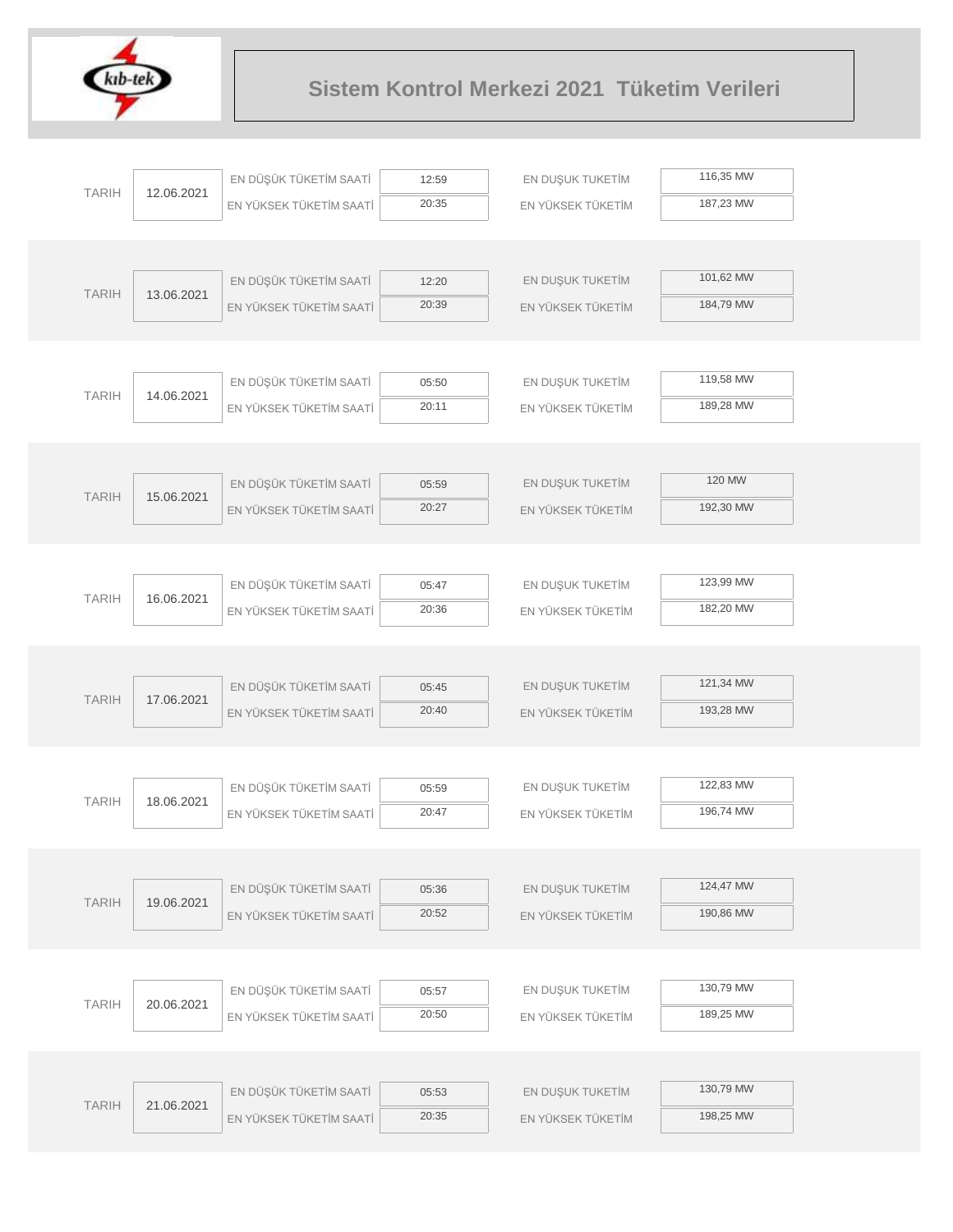# Sistem Kontrol Merkezi 2021 Tüketim Verileri

| TARIH | | | | | |
|---|---|---|---|---|---|
| 12.06.2021 | EN DÜŞÜK TÜKETİM SAATİ | 12:59 | EN DUŞUK TUKETİM | 116,35 MW |
| | EN YÜKSEK TÜKETİM SAATİ | 20:35 | EN YÜKSEK TÜKETİM | 187,23 MW |
| 13.06.2021 | EN DÜŞÜK TÜKETİM SAATİ | 12:20 | EN DUŞUK TUKETİM | 101,62 MW |
| | EN YÜKSEK TÜKETİM SAATİ | 20:39 | EN YÜKSEK TÜKETİM | 184,79 MW |
| 14.06.2021 | EN DÜŞÜK TÜKETİM SAATİ | 05:50 | EN DUŞUK TUKETİM | 119,58 MW |
| | EN YÜKSEK TÜKETİM SAATİ | 20:11 | EN YÜKSEK TÜKETİM | 189,28 MW |
| 15.06.2021 | EN DÜŞÜK TÜKETİM SAATİ | 05:59 | EN DUŞUK TUKETİM | 120 MW |
| | EN YÜKSEK TÜKETİM SAATİ | 20:27 | EN YÜKSEK TÜKETİM | 192,30 MW |
| 16.06.2021 | EN DÜŞÜK TÜKETİM SAATİ | 05:47 | EN DUŞUK TUKETİM | 123,99 MW |
| | EN YÜKSEK TÜKETİM SAATİ | 20:36 | EN YÜKSEK TÜKETİM | 182,20 MW |
| 17.06.2021 | EN DÜŞÜK TÜKETİM SAATİ | 05:45 | EN DUŞUK TUKETİM | 121,34 MW |
| | EN YÜKSEK TÜKETİM SAATİ | 20:40 | EN YÜKSEK TÜKETİM | 193,28 MW |
| 18.06.2021 | EN DÜŞÜK TÜKETİM SAATİ | 05:59 | EN DUŞUK TUKETİM | 122,83 MW |
| | EN YÜKSEK TÜKETİM SAATİ | 20:47 | EN YÜKSEK TÜKETİM | 196,74 MW |
| 19.06.2021 | EN DÜŞÜK TÜKETİM SAATİ | 05:36 | EN DUŞUK TUKETİM | 124,47 MW |
| | EN YÜKSEK TÜKETİM SAATİ | 20:52 | EN YÜKSEK TÜKETİM | 190,86 MW |
| 20.06.2021 | EN DÜŞÜK TÜKETİM SAATİ | 05:57 | EN DUŞUK TUKETİM | 130,79 MW |
| | EN YÜKSEK TÜKETİM SAATİ | 20:50 | EN YÜKSEK TÜKETİM | 189,25 MW |
| 21.06.2021 | EN DÜŞÜK TÜKETİM SAATİ | 05:53 | EN DUŞUK TUKETİM | 130,79 MW |
| | EN YÜKSEK TÜKETİM SAATİ | 20:35 | EN YÜKSEK TÜKETİM | 198,25 MW |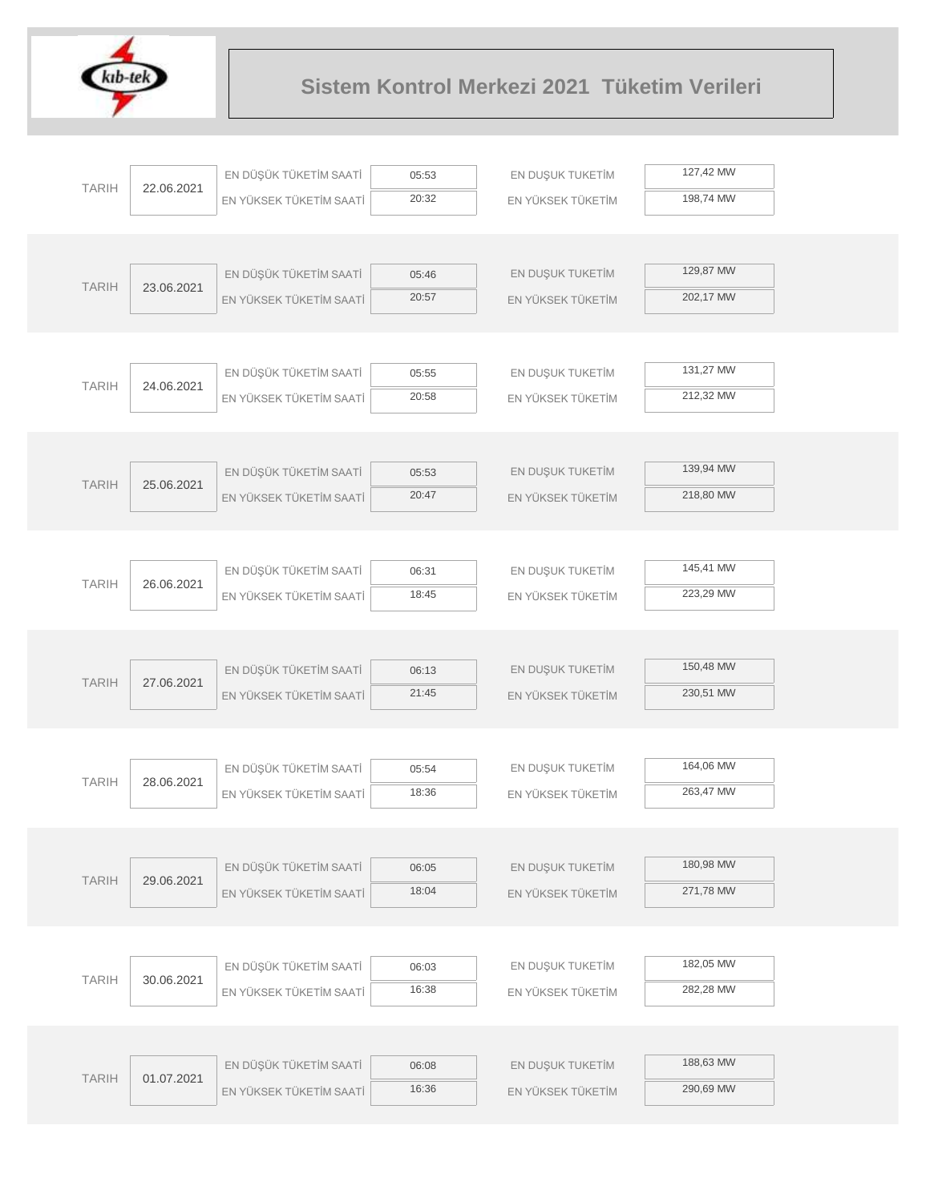# Sistem Kontrol Merkezi 2021 Tüketim Verileri

| TARIH | EN DÜŞÜK TÜKETİM SAATİ | EN YÜKSEK TÜKETİM SAATİ | EN DUŞUK TUKETİM | EN YÜKSEK TÜKETİM |
|---|---|---|---|---|
| 22.06.2021 | 05:53 | 20:32 | 127,42 MW | 198,74 MW |
| 23.06.2021 | 05:46 | 20:57 | 129,87 MW | 202,17 MW |
| 24.06.2021 | 05:55 | 20:58 | 131,27 MW | 212,32 MW |
| 25.06.2021 | 05:53 | 20:47 | 139,94 MW | 218,80 MW |
| 26.06.2021 | 06:31 | 18:45 | 145,41 MW | 223,29 MW |
| 27.06.2021 | 06:13 | 21:45 | 150,48 MW | 230,51 MW |
| 28.06.2021 | 05:54 | 18:36 | 164,06 MW | 263,47 MW |
| 29.06.2021 | 06:05 | 18:04 | 180,98 MW | 271,78 MW |
| 30.06.2021 | 06:03 | 16:38 | 182,05 MW | 282,28 MW |
| 01.07.2021 | 06:08 | 16:36 | 188,63 MW | 290,69 MW |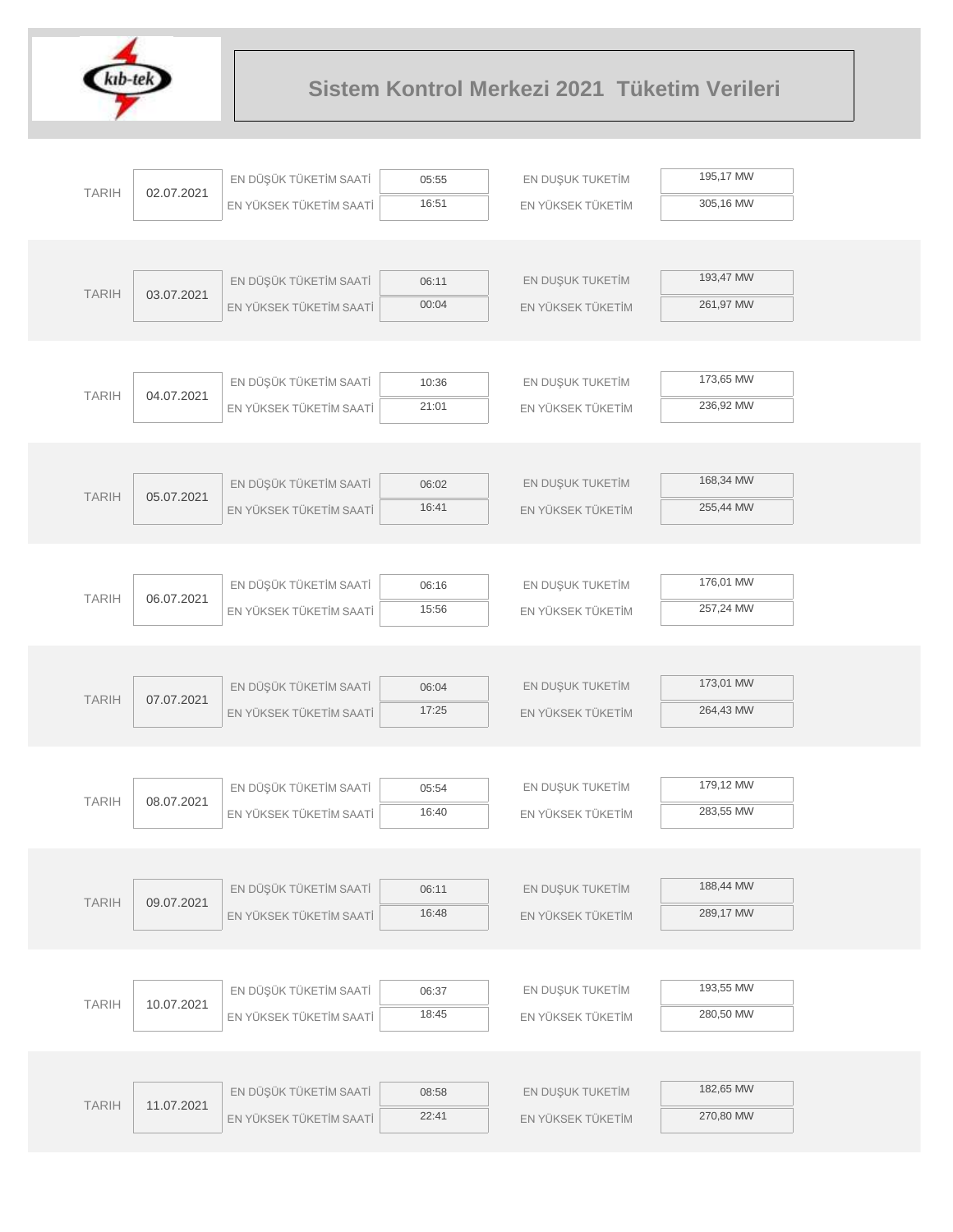# Sistem Kontrol Merkezi 2021 Tüketim Verileri

| TARIH | EN DÜŞÜK TÜKETİM SAATİ | EN YÜKSEK TÜKETİM SAATİ | EN DUŞUK TUKETİM | EN YÜKSEK TÜKETİM |
|---|---|---|---|---|
| 02.07.2021 | 05:55 | 16:51 | 195,17 MW | 305,16 MW |
| 03.07.2021 | 06:11 | 00:04 | 193,47 MW | 261,97 MW |
| 04.07.2021 | 10:36 | 21:01 | 173,65 MW | 236,92 MW |
| 05.07.2021 | 06:02 | 16:41 | 168,34 MW | 255,44 MW |
| 06.07.2021 | 06:16 | 15:56 | 176,01 MW | 257,24 MW |
| 07.07.2021 | 06:04 | 17:25 | 173,01 MW | 264,43 MW |
| 08.07.2021 | 05:54 | 16:40 | 179,12 MW | 283,55 MW |
| 09.07.2021 | 06:11 | 16:48 | 188,44 MW | 289,17 MW |
| 10.07.2021 | 06:37 | 18:45 | 193,55 MW | 280,50 MW |
| 11.07.2021 | 08:58 | 22:41 | 182,65 MW | 270,80 MW |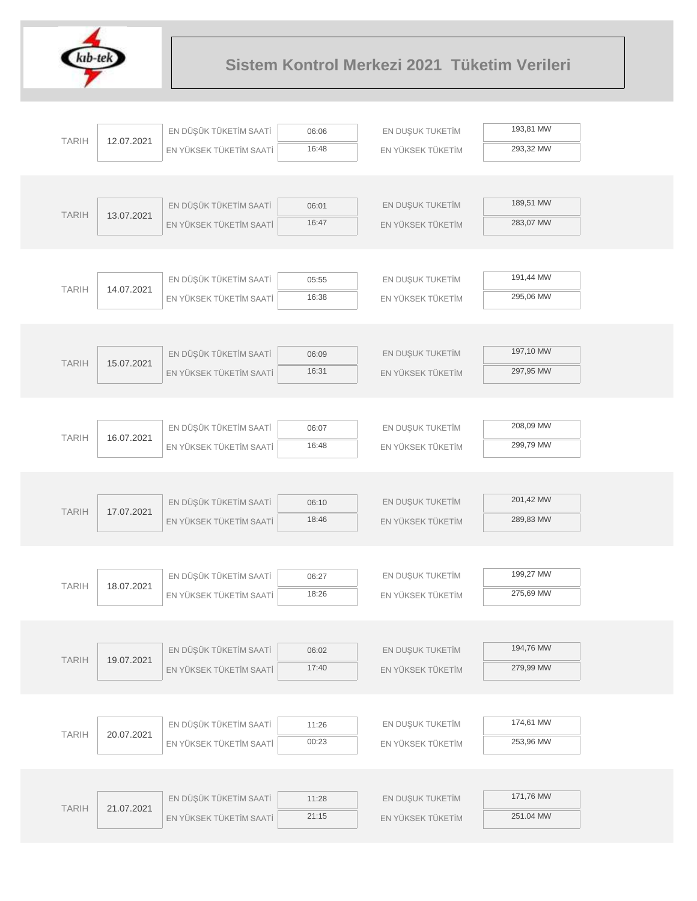# Sistem Kontrol Merkezi 2021 Tüketim Verileri

| TARIH | | | | | |
|---|---|---|---|---|---|
| TARIH | 12.07.2021 | EN DÜŞÜK TÜKETİM SAATİ | 06:06 | EN DUŞUK TUKETİM | 193,81 MW |
| | | EN YÜKSEK TÜKETİM SAATİ | 16:48 | EN YÜKSEK TÜKETİM | 293,32 MW |
| TARIH | 13.07.2021 | EN DÜŞÜK TÜKETİM SAATİ | 06:01 | EN DUŞUK TUKETİM | 189,51 MW |
| | | EN YÜKSEK TÜKETİM SAATİ | 16:47 | EN YÜKSEK TÜKETİM | 283,07 MW |
| TARIH | 14.07.2021 | EN DÜŞÜK TÜKETİM SAATİ | 05:55 | EN DUŞUK TUKETİM | 191,44 MW |
| | | EN YÜKSEK TÜKETİM SAATİ | 16:38 | EN YÜKSEK TÜKETİM | 295,06 MW |
| TARIH | 15.07.2021 | EN DÜŞÜK TÜKETİM SAATİ | 06:09 | EN DUŞUK TUKETİM | 197,10 MW |
| | | EN YÜKSEK TÜKETİM SAATİ | 16:31 | EN YÜKSEK TÜKETİM | 297,95 MW |
| TARIH | 16.07.2021 | EN DÜŞÜK TÜKETİM SAATİ | 06:07 | EN DUŞUK TUKETİM | 208,09 MW |
| | | EN YÜKSEK TÜKETİM SAATİ | 16:48 | EN YÜKSEK TÜKETİM | 299,79 MW |
| TARIH | 17.07.2021 | EN DÜŞÜK TÜKETİM SAATİ | 06:10 | EN DUŞUK TUKETİM | 201,42 MW |
| | | EN YÜKSEK TÜKETİM SAATİ | 18:46 | EN YÜKSEK TÜKETİM | 289,83 MW |
| TARIH | 18.07.2021 | EN DÜŞÜK TÜKETİM SAATİ | 06:27 | EN DUŞUK TUKETİM | 199,27 MW |
| | | EN YÜKSEK TÜKETİM SAATİ | 18:26 | EN YÜKSEK TÜKETİM | 275,69 MW |
| TARIH | 19.07.2021 | EN DÜŞÜK TÜKETİM SAATİ | 06:02 | EN DUŞUK TUKETİM | 194,76 MW |
| | | EN YÜKSEK TÜKETİM SAATİ | 17:40 | EN YÜKSEK TÜKETİM | 279,99 MW |
| TARIH | 20.07.2021 | EN DÜŞÜK TÜKETİM SAATİ | 11:26 | EN DUŞUK TUKETİM | 174,61 MW |
| | | EN YÜKSEK TÜKETİM SAATİ | 00:23 | EN YÜKSEK TÜKETİM | 253,96 MW |
| TARIH | 21.07.2021 | EN DÜŞÜK TÜKETİM SAATİ | 11:28 | EN DUŞUK TUKETİM | 171,76 MW |
| | | EN YÜKSEK TÜKETİM SAATİ | 21:15 | EN YÜKSEK TÜKETİM | 251.04 MW |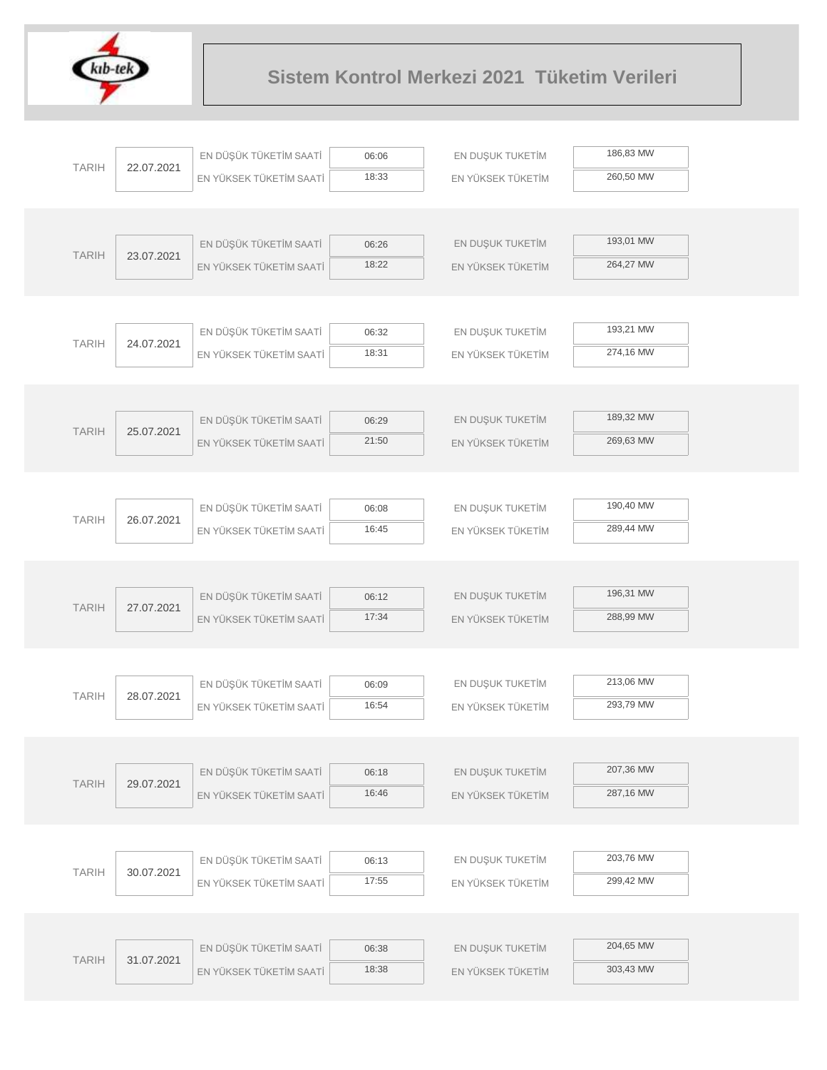# Sistem Kontrol Merkezi 2021 Tüketim Verileri

| TARIH | | | | | |
|---|---|---|---|---|---|
| TARIH | 22.07.2021 | EN DÜŞÜK TÜKETİM SAATİ | 06:06 | EN DUŞUK TUKETİM | 186,83 MW |
| | | EN YÜKSEK TÜKETİM SAATİ | 18:33 | EN YÜKSEK TÜKETİM | 260,50 MW |
| TARIH | 23.07.2021 | EN DÜŞÜK TÜKETİM SAATİ | 06:26 | EN DUŞUK TUKETİM | 193,01 MW |
| | | EN YÜKSEK TÜKETİM SAATİ | 18:22 | EN YÜKSEK TÜKETİM | 264,27 MW |
| TARIH | 24.07.2021 | EN DÜŞÜK TÜKETİM SAATİ | 06:32 | EN DUŞUK TUKETİM | 193,21 MW |
| | | EN YÜKSEK TÜKETİM SAATİ | 18:31 | EN YÜKSEK TÜKETİM | 274,16 MW |
| TARIH | 25.07.2021 | EN DÜŞÜK TÜKETİM SAATİ | 06:29 | EN DUŞUK TUKETİM | 189,32 MW |
| | | EN YÜKSEK TÜKETİM SAATİ | 21:50 | EN YÜKSEK TÜKETİM | 269,63 MW |
| TARIH | 26.07.2021 | EN DÜŞÜK TÜKETİM SAATİ | 06:08 | EN DUŞUK TUKETİM | 190,40 MW |
| | | EN YÜKSEK TÜKETİM SAATİ | 16:45 | EN YÜKSEK TÜKETİM | 289,44 MW |
| TARIH | 27.07.2021 | EN DÜŞÜK TÜKETİM SAATİ | 06:12 | EN DUŞUK TUKETİM | 196,31 MW |
| | | EN YÜKSEK TÜKETİM SAATİ | 17:34 | EN YÜKSEK TÜKETİM | 288,99 MW |
| TARIH | 28.07.2021 | EN DÜŞÜK TÜKETİM SAATİ | 06:09 | EN DUŞUK TUKETİM | 213,06 MW |
| | | EN YÜKSEK TÜKETİM SAATİ | 16:54 | EN YÜKSEK TÜKETİM | 293,79 MW |
| TARIH | 29.07.2021 | EN DÜŞÜK TÜKETİM SAATİ | 06:18 | EN DUŞUK TUKETİM | 207,36 MW |
| | | EN YÜKSEK TÜKETİM SAATİ | 16:46 | EN YÜKSEK TÜKETİM | 287,16 MW |
| TARIH | 30.07.2021 | EN DÜŞÜK TÜKETİM SAATİ | 06:13 | EN DUŞUK TUKETİM | 203,76 MW |
| | | EN YÜKSEK TÜKETİM SAATİ | 17:55 | EN YÜKSEK TÜKETİM | 299,42 MW |
| TARIH | 31.07.2021 | EN DÜŞÜK TÜKETİM SAATİ | 06:38 | EN DUŞUK TUKETİM | 204,65 MW |
| | | EN YÜKSEK TÜKETİM SAATİ | 18:38 | EN YÜKSEK TÜKETİM | 303,43 MW |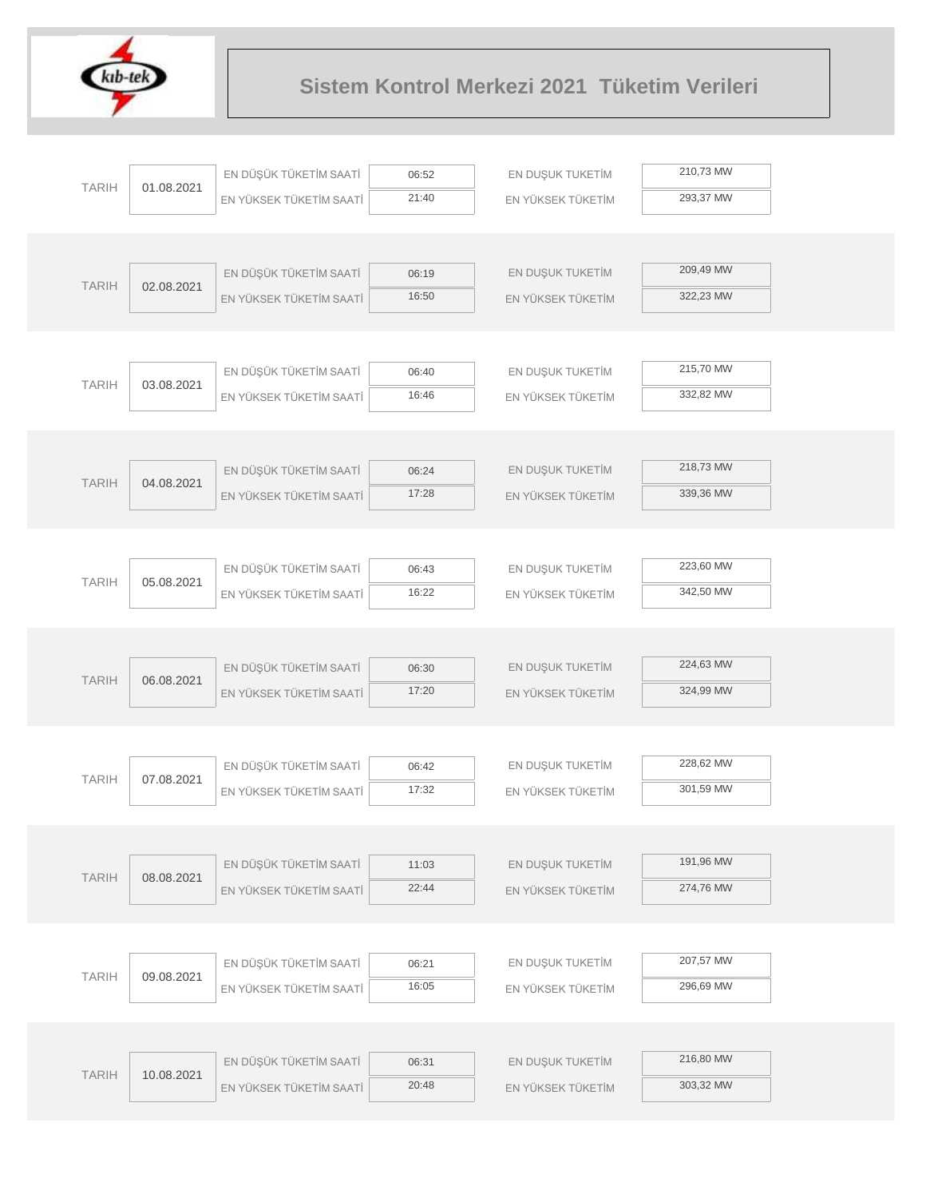# Sistem Kontrol Merkezi 2021 Tüketim Verileri

| TARIH | 01.08.2021 | EN DÜŞÜK TÜKETİM SAATİ | 06:52 | EN DUŞUK TUKETİM | 210,73 MW |
|---|---|---|---|---|---|
| | | EN YÜKSEK TÜKETİM SAATİ | 21:40 | EN YÜKSEK TÜKETİM | 293,37 MW |

| TARIH | 02.08.2021 | EN DÜŞÜK TÜKETİM SAATİ | 06:19 | EN DUŞUK TUKETİM | 209,49 MW |
|---|---|---|---|---|---|
| | | EN YÜKSEK TÜKETİM SAATİ | 16:50 | EN YÜKSEK TÜKETİM | 322,23 MW |

| TARIH | 03.08.2021 | EN DÜŞÜK TÜKETİM SAATİ | 06:40 | EN DUŞUK TUKETİM | 215,70 MW |
|---|---|---|---|---|---|
| | | EN YÜKSEK TÜKETİM SAATİ | 16:46 | EN YÜKSEK TÜKETİM | 332,82 MW |

| TARIH | 04.08.2021 | EN DÜŞÜK TÜKETİM SAATİ | 06:24 | EN DUŞUK TUKETİM | 218,73 MW |
|---|---|---|---|---|---|
| | | EN YÜKSEK TÜKETİM SAATİ | 17:28 | EN YÜKSEK TÜKETİM | 339,36 MW |

| TARIH | 05.08.2021 | EN DÜŞÜK TÜKETİM SAATİ | 06:43 | EN DUŞUK TUKETİM | 223,60 MW |
|---|---|---|---|---|---|
| | | EN YÜKSEK TÜKETİM SAATİ | 16:22 | EN YÜKSEK TÜKETİM | 342,50 MW |

| TARIH | 06.08.2021 | EN DÜŞÜK TÜKETİM SAATİ | 06:30 | EN DUŞUK TUKETİM | 224,63 MW |
|---|---|---|---|---|---|
| | | EN YÜKSEK TÜKETİM SAATİ | 17:20 | EN YÜKSEK TÜKETİM | 324,99 MW |

| TARIH | 07.08.2021 | EN DÜŞÜK TÜKETİM SAATİ | 06:42 | EN DUŞUK TUKETİM | 228,62 MW |
|---|---|---|---|---|---|
| | | EN YÜKSEK TÜKETİM SAATİ | 17:32 | EN YÜKSEK TÜKETİM | 301,59 MW |

| TARIH | 08.08.2021 | EN DÜŞÜK TÜKETİM SAATİ | 11:03 | EN DUŞUK TUKETİM | 191,96 MW |
|---|---|---|---|---|---|
| | | EN YÜKSEK TÜKETİM SAATİ | 22:44 | EN YÜKSEK TÜKETİM | 274,76 MW |

| TARIH | 09.08.2021 | EN DÜŞÜK TÜKETİM SAATİ | 06:21 | EN DUŞUK TUKETİM | 207,57 MW |
|---|---|---|---|---|---|
| | | EN YÜKSEK TÜKETİM SAATİ | 16:05 | EN YÜKSEK TÜKETİM | 296,69 MW |

| TARIH | 10.08.2021 | EN DÜŞÜK TÜKETİM SAATİ | 06:31 | EN DUŞUK TUKETİM | 216,80 MW |
|---|---|---|---|---|---|
| | | EN YÜKSEK TÜKETİM SAATİ | 20:48 | EN YÜKSEK TÜKETİM | 303,32 MW |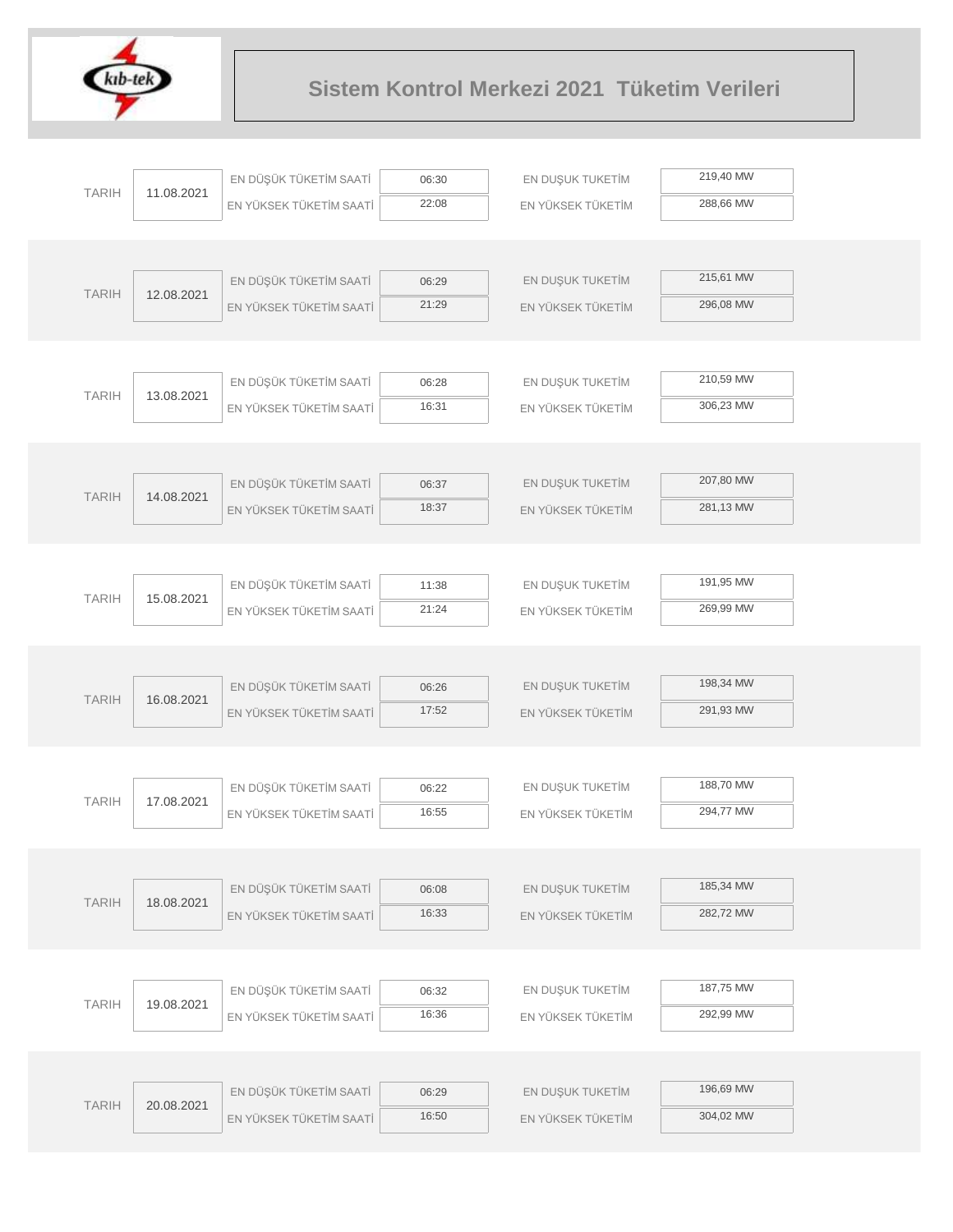# Sistem Kontrol Merkezi 2021 Tüketim Verileri

| TARIH | | | | | |
|---|---|---|---|---|---|
| TARIH | 11.08.2021 | EN DÜŞÜK TÜKETİM SAATİ | 06:30 | EN DUŞUK TUKETİM | 219,40 MW |
| | | EN YÜKSEK TÜKETİM SAATİ | 22:08 | EN YÜKSEK TÜKETİM | 288,66 MW |
| TARIH | 12.08.2021 | EN DÜŞÜK TÜKETİM SAATİ | 06:29 | EN DUŞUK TUKETİM | 215,61 MW |
| | | EN YÜKSEK TÜKETİM SAATİ | 21:29 | EN YÜKSEK TÜKETİM | 296,08 MW |
| TARIH | 13.08.2021 | EN DÜŞÜK TÜKETİM SAATİ | 06:28 | EN DUŞUK TUKETİM | 210,59 MW |
| | | EN YÜKSEK TÜKETİM SAATİ | 16:31 | EN YÜKSEK TÜKETİM | 306,23 MW |
| TARIH | 14.08.2021 | EN DÜŞÜK TÜKETİM SAATİ | 06:37 | EN DUŞUK TUKETİM | 207,80 MW |
| | | EN YÜKSEK TÜKETİM SAATİ | 18:37 | EN YÜKSEK TÜKETİM | 281,13 MW |
| TARIH | 15.08.2021 | EN DÜŞÜK TÜKETİM SAATİ | 11:38 | EN DUŞUK TUKETİM | 191,95 MW |
| | | EN YÜKSEK TÜKETİM SAATİ | 21:24 | EN YÜKSEK TÜKETİM | 269,99 MW |
| TARIH | 16.08.2021 | EN DÜŞÜK TÜKETİM SAATİ | 06:26 | EN DUŞUK TUKETİM | 198,34 MW |
| | | EN YÜKSEK TÜKETİM SAATİ | 17:52 | EN YÜKSEK TÜKETİM | 291,93 MW |
| TARIH | 17.08.2021 | EN DÜŞÜK TÜKETİM SAATİ | 06:22 | EN DUŞUK TUKETİM | 188,70 MW |
| | | EN YÜKSEK TÜKETİM SAATİ | 16:55 | EN YÜKSEK TÜKETİM | 294,77 MW |
| TARIH | 18.08.2021 | EN DÜŞÜK TÜKETİM SAATİ | 06:08 | EN DUŞUK TUKETİM | 185,34 MW |
| | | EN YÜKSEK TÜKETİM SAATİ | 16:33 | EN YÜKSEK TÜKETİM | 282,72 MW |
| TARIH | 19.08.2021 | EN DÜŞÜK TÜKETİM SAATİ | 06:32 | EN DUŞUK TUKETİM | 187,75 MW |
| | | EN YÜKSEK TÜKETİM SAATİ | 16:36 | EN YÜKSEK TÜKETİM | 292,99 MW |
| TARIH | 20.08.2021 | EN DÜŞÜK TÜKETİM SAATİ | 06:29 | EN DUŞUK TUKETİM | 196,69 MW |
| | | EN YÜKSEK TÜKETİM SAATİ | 16:50 | EN YÜKSEK TÜKETİM | 304,02 MW |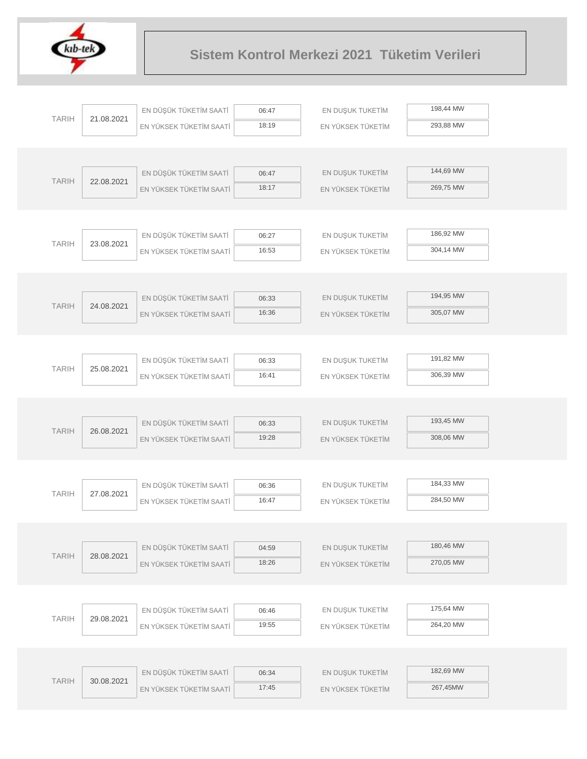# Sistem Kontrol Merkezi 2021 Tüketim Verileri

| TARIH | | | | | |
|---|---|---|---|---|---|
| TARIH | 21.08.2021 | EN DÜŞÜK TÜKETİM SAATİ | 06:47 | EN DUŞUK TUKETİM | 198,44 MW |
| | | EN YÜKSEK TÜKETİM SAATİ | 18:19 | EN YÜKSEK TÜKETİM | 293,88 MW |
| TARIH | 22.08.2021 | EN DÜŞÜK TÜKETİM SAATİ | 06:47 | EN DUŞUK TUKETİM | 144,69 MW |
| | | EN YÜKSEK TÜKETİM SAATİ | 18:17 | EN YÜKSEK TÜKETİM | 269,75 MW |
| TARIH | 23.08.2021 | EN DÜŞÜK TÜKETİM SAATİ | 06:27 | EN DUŞUK TUKETİM | 186,92 MW |
| | | EN YÜKSEK TÜKETİM SAATİ | 16:53 | EN YÜKSEK TÜKETİM | 304,14 MW |
| TARIH | 24.08.2021 | EN DÜŞÜK TÜKETİM SAATİ | 06:33 | EN DUŞUK TUKETİM | 194,95 MW |
| | | EN YÜKSEK TÜKETİM SAATİ | 16:36 | EN YÜKSEK TÜKETİM | 305,07 MW |
| TARIH | 25.08.2021 | EN DÜŞÜK TÜKETİM SAATİ | 06:33 | EN DUŞUK TUKETİM | 191,82 MW |
| | | EN YÜKSEK TÜKETİM SAATİ | 16:41 | EN YÜKSEK TÜKETİM | 306,39 MW |
| TARIH | 26.08.2021 | EN DÜŞÜK TÜKETİM SAATİ | 06:33 | EN DUŞUK TUKETİM | 193,45 MW |
| | | EN YÜKSEK TÜKETİM SAATİ | 19:28 | EN YÜKSEK TÜKETİM | 308,06 MW |
| TARIH | 27.08.2021 | EN DÜŞÜK TÜKETİM SAATİ | 06:36 | EN DUŞUK TUKETİM | 184,33 MW |
| | | EN YÜKSEK TÜKETİM SAATİ | 16:47 | EN YÜKSEK TÜKETİM | 284,50 MW |
| TARIH | 28.08.2021 | EN DÜŞÜK TÜKETİM SAATİ | 04:59 | EN DUŞUK TUKETİM | 180,46 MW |
| | | EN YÜKSEK TÜKETİM SAATİ | 18:26 | EN YÜKSEK TÜKETİM | 270,05 MW |
| TARIH | 29.08.2021 | EN DÜŞÜK TÜKETİM SAATİ | 06:46 | EN DUŞUK TUKETİM | 175,64 MW |
| | | EN YÜKSEK TÜKETİM SAATİ | 19:55 | EN YÜKSEK TÜKETİM | 264,20 MW |
| TARIH | 30.08.2021 | EN DÜŞÜK TÜKETİM SAATİ | 06:34 | EN DUŞUK TUKETİM | 182,69 MW |
| | | EN YÜKSEK TÜKETİM SAATİ | 17:45 | EN YÜKSEK TÜKETİM | 267,45MW |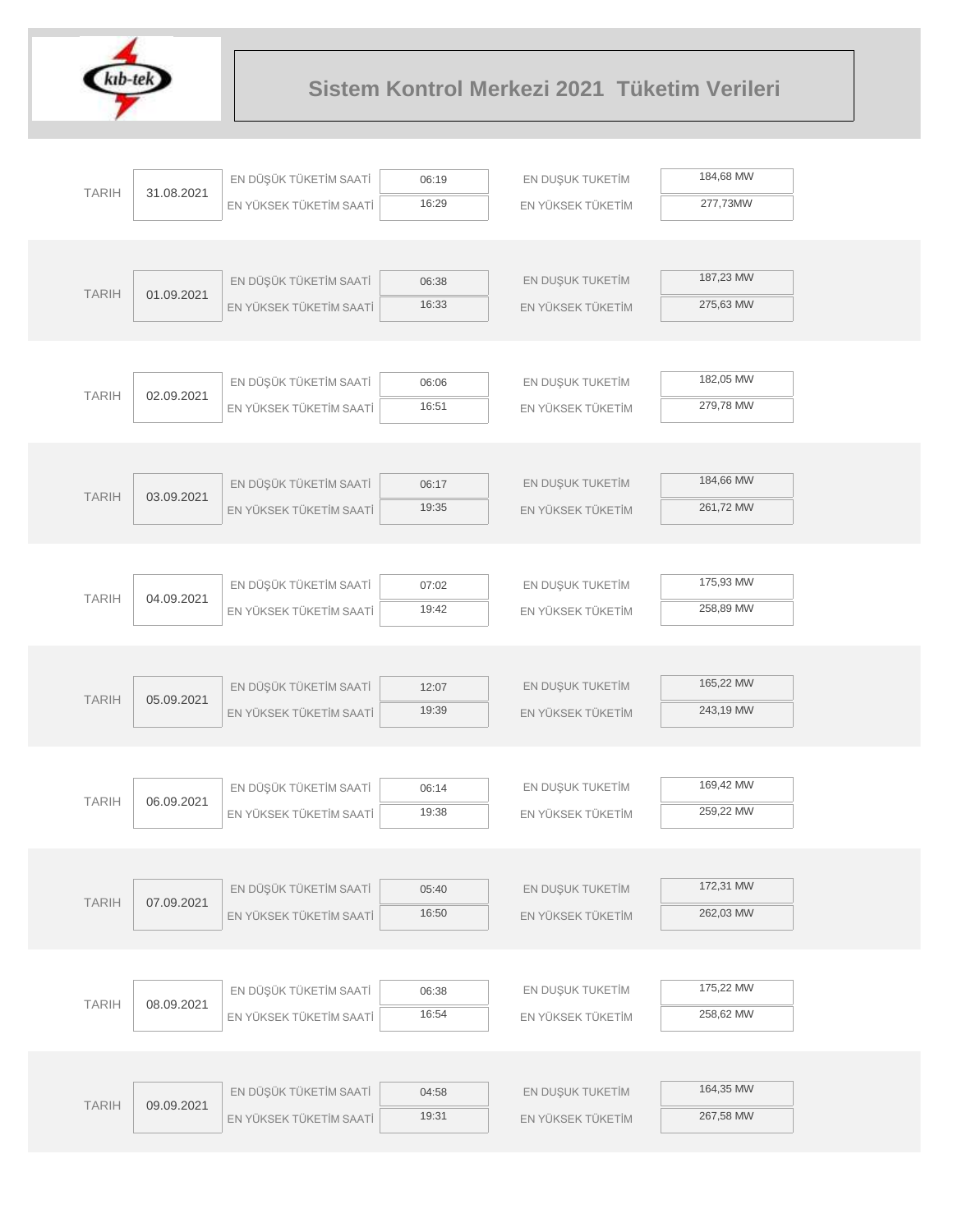# Sistem Kontrol Merkezi 2021 Tüketim Verileri

| TARIH | | | | | |
|---|---|---|---|---|---|
| TARIH | 31.08.2021 | EN DÜŞÜK TÜKETİM SAATİ | 06:19 | EN DUŞUK TUKETİM | 184,68 MW |
| | | EN YÜKSEK TÜKETİM SAATİ | 16:29 | EN YÜKSEK TÜKETİM | 277,73MW |
| TARIH | 01.09.2021 | EN DÜŞÜK TÜKETİM SAATİ | 06:38 | EN DUŞUK TUKETİM | 187,23 MW |
| | | EN YÜKSEK TÜKETİM SAATİ | 16:33 | EN YÜKSEK TÜKETİM | 275,63 MW |
| TARIH | 02.09.2021 | EN DÜŞÜK TÜKETİM SAATİ | 06:06 | EN DUŞUK TUKETİM | 182,05 MW |
| | | EN YÜKSEK TÜKETİM SAATİ | 16:51 | EN YÜKSEK TÜKETİM | 279,78 MW |
| TARIH | 03.09.2021 | EN DÜŞÜK TÜKETİM SAATİ | 06:17 | EN DUŞUK TUKETİM | 184,66 MW |
| | | EN YÜKSEK TÜKETİM SAATİ | 19:35 | EN YÜKSEK TÜKETİM | 261,72 MW |
| TARIH | 04.09.2021 | EN DÜŞÜK TÜKETİM SAATİ | 07:02 | EN DUŞUK TUKETİM | 175,93 MW |
| | | EN YÜKSEK TÜKETİM SAATİ | 19:42 | EN YÜKSEK TÜKETİM | 258,89 MW |
| TARIH | 05.09.2021 | EN DÜŞÜK TÜKETİM SAATİ | 12:07 | EN DUŞUK TUKETİM | 165,22 MW |
| | | EN YÜKSEK TÜKETİM SAATİ | 19:39 | EN YÜKSEK TÜKETİM | 243,19 MW |
| TARIH | 06.09.2021 | EN DÜŞÜK TÜKETİM SAATİ | 06:14 | EN DUŞUK TUKETİM | 169,42 MW |
| | | EN YÜKSEK TÜKETİM SAATİ | 19:38 | EN YÜKSEK TÜKETİM | 259,22 MW |
| TARIH | 07.09.2021 | EN DÜŞÜK TÜKETİM SAATİ | 05:40 | EN DUŞUK TUKETİM | 172,31 MW |
| | | EN YÜKSEK TÜKETİM SAATİ | 16:50 | EN YÜKSEK TÜKETİM | 262,03 MW |
| TARIH | 08.09.2021 | EN DÜŞÜK TÜKETİM SAATİ | 06:38 | EN DUŞUK TUKETİM | 175,22 MW |
| | | EN YÜKSEK TÜKETİM SAATİ | 16:54 | EN YÜKSEK TÜKETİM | 258,62 MW |
| TARIH | 09.09.2021 | EN DÜŞÜK TÜKETİM SAATİ | 04:58 | EN DUŞUK TUKETİM | 164,35 MW |
| | | EN YÜKSEK TÜKETİM SAATİ | 19:31 | EN YÜKSEK TÜKETİM | 267,58 MW |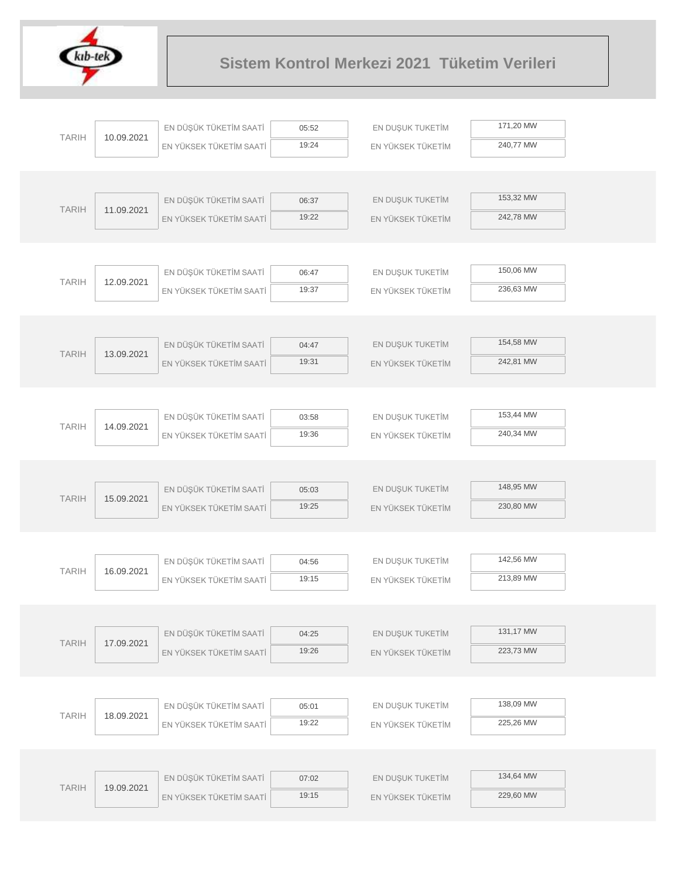# Sistem Kontrol Merkezi 2021 Tüketim Verileri

| TARIH | | | | | |
|---|---|---|---|---|---|
| TARIH | 10.09.2021 | EN DÜŞÜK TÜKETİM SAATİ | 05:52 | EN DUŞUK TUKETİM | 171,20 MW |
| | | EN YÜKSEK TÜKETİM SAATİ | 19:24 | EN YÜKSEK TÜKETİM | 240,77 MW |
| TARIH | 11.09.2021 | EN DÜŞÜK TÜKETİM SAATİ | 06:37 | EN DUŞUK TUKETİM | 153,32 MW |
| | | EN YÜKSEK TÜKETİM SAATİ | 19:22 | EN YÜKSEK TÜKETİM | 242,78 MW |
| TARIH | 12.09.2021 | EN DÜŞÜK TÜKETİM SAATİ | 06:47 | EN DUŞUK TUKETİM | 150,06 MW |
| | | EN YÜKSEK TÜKETİM SAATİ | 19:37 | EN YÜKSEK TÜKETİM | 236,63 MW |
| TARIH | 13.09.2021 | EN DÜŞÜK TÜKETİM SAATİ | 04:47 | EN DUŞUK TUKETİM | 154,58 MW |
| | | EN YÜKSEK TÜKETİM SAATİ | 19:31 | EN YÜKSEK TÜKETİM | 242,81 MW |
| TARIH | 14.09.2021 | EN DÜŞÜK TÜKETİM SAATİ | 03:58 | EN DUŞUK TUKETİM | 153,44 MW |
| | | EN YÜKSEK TÜKETİM SAATİ | 19:36 | EN YÜKSEK TÜKETİM | 240,34 MW |
| TARIH | 15.09.2021 | EN DÜŞÜK TÜKETİM SAATİ | 05:03 | EN DUŞUK TUKETİM | 148,95 MW |
| | | EN YÜKSEK TÜKETİM SAATİ | 19:25 | EN YÜKSEK TÜKETİM | 230,80 MW |
| TARIH | 16.09.2021 | EN DÜŞÜK TÜKETİM SAATİ | 04:56 | EN DUŞUK TUKETİM | 142,56 MW |
| | | EN YÜKSEK TÜKETİM SAATİ | 19:15 | EN YÜKSEK TÜKETİM | 213,89 MW |
| TARIH | 17.09.2021 | EN DÜŞÜK TÜKETİM SAATİ | 04:25 | EN DUŞUK TUKETİM | 131,17 MW |
| | | EN YÜKSEK TÜKETİM SAATİ | 19:26 | EN YÜKSEK TÜKETİM | 223,73 MW |
| TARIH | 18.09.2021 | EN DÜŞÜK TÜKETİM SAATİ | 05:01 | EN DUŞUK TUKETİM | 138,09 MW |
| | | EN YÜKSEK TÜKETİM SAATİ | 19:22 | EN YÜKSEK TÜKETİM | 225,26 MW |
| TARIH | 19.09.2021 | EN DÜŞÜK TÜKETİM SAATİ | 07:02 | EN DUŞUK TUKETİM | 134,64 MW |
| | | EN YÜKSEK TÜKETİM SAATİ | 19:15 | EN YÜKSEK TÜKETİM | 229,60 MW |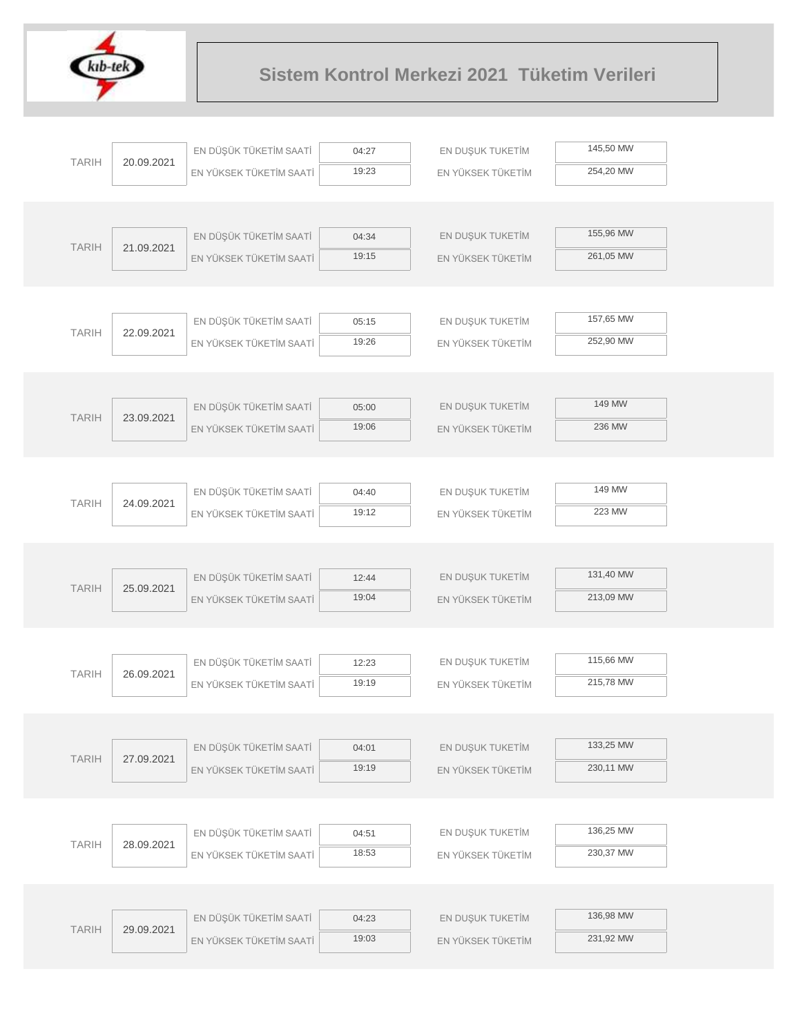# Sistem Kontrol Merkezi 2021 Tüketim Verileri

| TARIH | | | | | |
|---|---|---|---|---|---|
| TARIH | 20.09.2021 | EN DÜŞÜK TÜKETİM SAATİ | 04:27 | EN DUŞUK TUKETİM | 145,50 MW |
| | | EN YÜKSEK TÜKETİM SAATİ | 19:23 | EN YÜKSEK TÜKETİM | 254,20 MW |
| TARIH | 21.09.2021 | EN DÜŞÜK TÜKETİM SAATİ | 04:34 | EN DUŞUK TUKETİM | 155,96 MW |
| | | EN YÜKSEK TÜKETİM SAATİ | 19:15 | EN YÜKSEK TÜKETİM | 261,05 MW |
| TARIH | 22.09.2021 | EN DÜŞÜK TÜKETİM SAATİ | 05:15 | EN DUŞUK TUKETİM | 157,65 MW |
| | | EN YÜKSEK TÜKETİM SAATİ | 19:26 | EN YÜKSEK TÜKETİM | 252,90 MW |
| TARIH | 23.09.2021 | EN DÜŞÜK TÜKETİM SAATİ | 05:00 | EN DUŞUK TUKETİM | 149 MW |
| | | EN YÜKSEK TÜKETİM SAATİ | 19:06 | EN YÜKSEK TÜKETİM | 236 MW |
| TARIH | 24.09.2021 | EN DÜŞÜK TÜKETİM SAATİ | 04:40 | EN DUŞUK TUKETİM | 149 MW |
| | | EN YÜKSEK TÜKETİM SAATİ | 19:12 | EN YÜKSEK TÜKETİM | 223 MW |
| TARIH | 25.09.2021 | EN DÜŞÜK TÜKETİM SAATİ | 12:44 | EN DUŞUK TUKETİM | 131,40 MW |
| | | EN YÜKSEK TÜKETİM SAATİ | 19:04 | EN YÜKSEK TÜKETİM | 213,09 MW |
| TARIH | 26.09.2021 | EN DÜŞÜK TÜKETİM SAATİ | 12:23 | EN DUŞUK TUKETİM | 115,66 MW |
| | | EN YÜKSEK TÜKETİM SAATİ | 19:19 | EN YÜKSEK TÜKETİM | 215,78 MW |
| TARIH | 27.09.2021 | EN DÜŞÜK TÜKETİM SAATİ | 04:01 | EN DUŞUK TUKETİM | 133,25 MW |
| | | EN YÜKSEK TÜKETİM SAATİ | 19:19 | EN YÜKSEK TÜKETİM | 230,11 MW |
| TARIH | 28.09.2021 | EN DÜŞÜK TÜKETİM SAATİ | 04:51 | EN DUŞUK TUKETİM | 136,25 MW |
| | | EN YÜKSEK TÜKETİM SAATİ | 18:53 | EN YÜKSEK TÜKETİM | 230,37 MW |
| TARIH | 29.09.2021 | EN DÜŞÜK TÜKETİM SAATİ | 04:23 | EN DUŞUK TUKETİM | 136,98 MW |
| | | EN YÜKSEK TÜKETİM SAATİ | 19:03 | EN YÜKSEK TÜKETİM | 231,92 MW |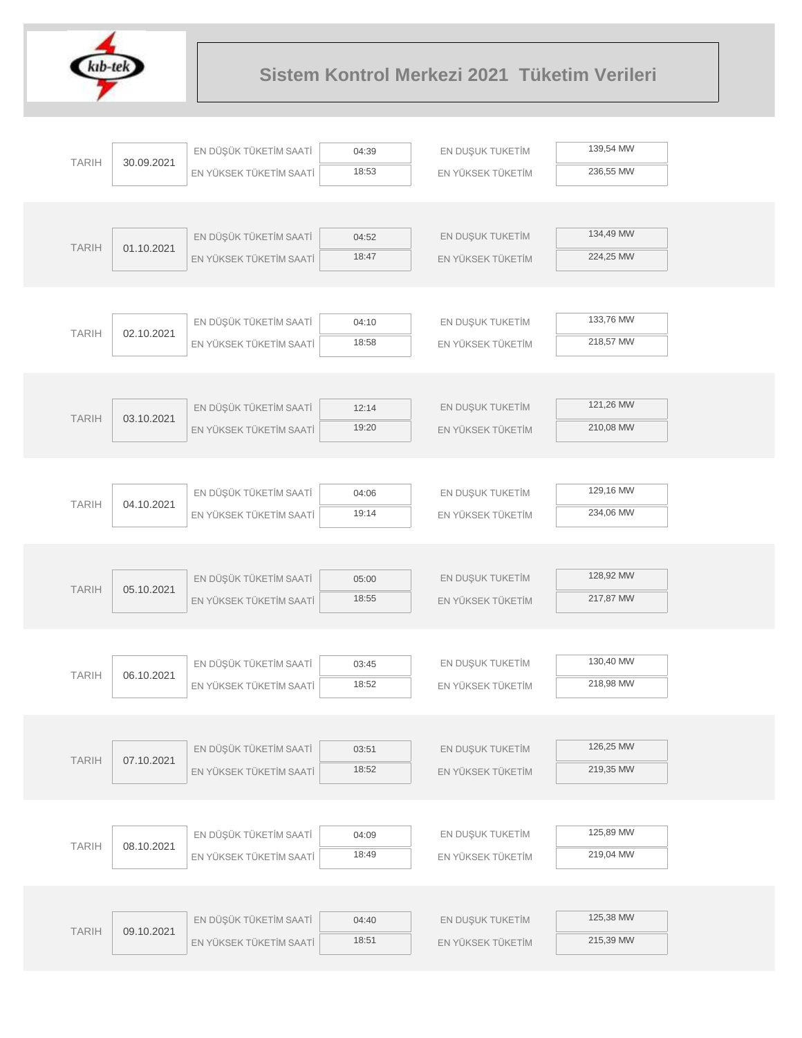# Sistem Kontrol Merkezi 2021 Tüketim Verileri

| TARIH | EN DÜŞÜK TÜKETİM SAATİ | EN YÜKSEK TÜKETİM SAATİ | EN DUŞUK TUKETİM | EN YÜKSEK TÜKETİM |
|---|---|---|---|---|
| 30.09.2021 | 04:39 | 18:53 | 139,54 MW | 236,55 MW |
| 01.10.2021 | 04:52 | 18:47 | 134,49 MW | 224,25 MW |
| 02.10.2021 | 04:10 | 18:58 | 133,76 MW | 218,57 MW |
| 03.10.2021 | 12:14 | 19:20 | 121,26 MW | 210,08 MW |
| 04.10.2021 | 04:06 | 19:14 | 129,16 MW | 234,06 MW |
| 05.10.2021 | 05:00 | 18:55 | 128,92 MW | 217,87 MW |
| 06.10.2021 | 03:45 | 18:52 | 130,40 MW | 218,98 MW |
| 07.10.2021 | 03:51 | 18:52 | 126,25 MW | 219,35 MW |
| 08.10.2021 | 04:09 | 18:49 | 125,89 MW | 219,04 MW |
| 09.10.2021 | 04:40 | 18:51 | 125,38 MW | 215,39 MW |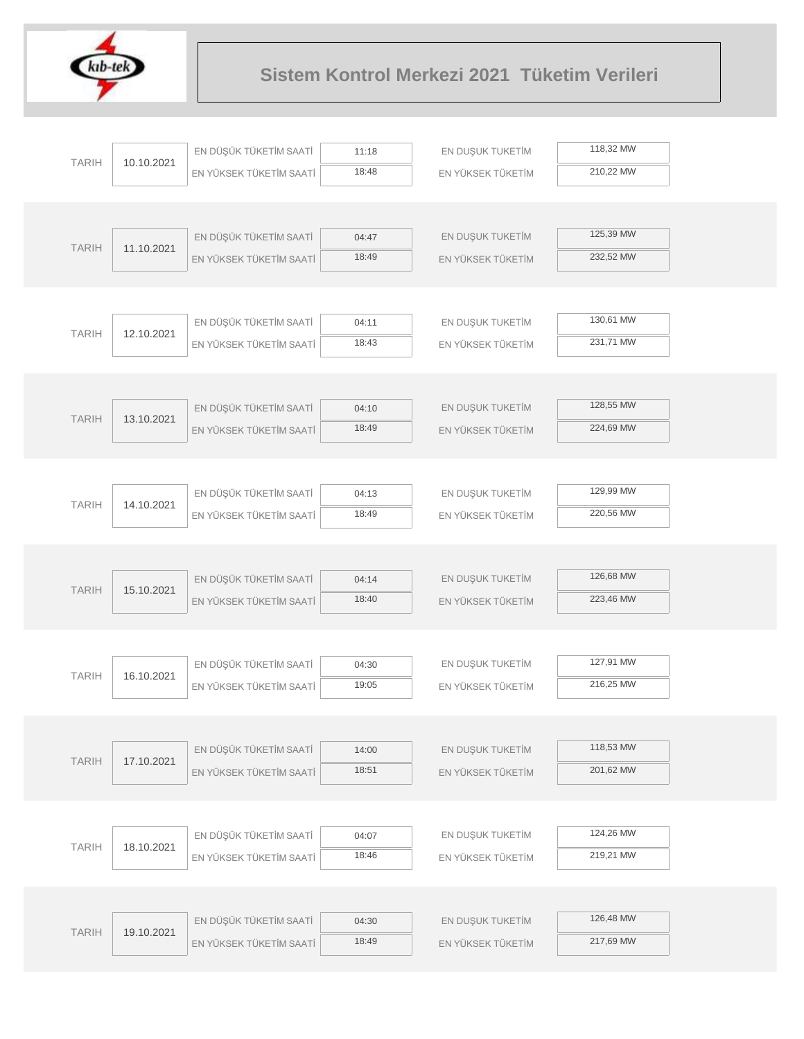# Sistem Kontrol Merkezi 2021 Tüketim Verileri

| TARIH | | | | | |
|---|---|---|---|---|---|
| TARIH | 10.10.2021 | EN DÜŞÜK TÜKETİM SAATİ | 11:18 | EN DUŞUK TUKETİM | 118,32 MW |
| | | EN YÜKSEK TÜKETİM SAATİ | 18:48 | EN YÜKSEK TÜKETİM | 210,22 MW |
| TARIH | 11.10.2021 | EN DÜŞÜK TÜKETİM SAATİ | 04:47 | EN DUŞUK TUKETİM | 125,39 MW |
| | | EN YÜKSEK TÜKETİM SAATİ | 18:49 | EN YÜKSEK TÜKETİM | 232,52 MW |
| TARIH | 12.10.2021 | EN DÜŞÜK TÜKETİM SAATİ | 04:11 | EN DUŞUK TUKETİM | 130,61 MW |
| | | EN YÜKSEK TÜKETİM SAATİ | 18:43 | EN YÜKSEK TÜKETİM | 231,71 MW |
| TARIH | 13.10.2021 | EN DÜŞÜK TÜKETİM SAATİ | 04:10 | EN DUŞUK TUKETİM | 128,55 MW |
| | | EN YÜKSEK TÜKETİM SAATİ | 18:49 | EN YÜKSEK TÜKETİM | 224,69 MW |
| TARIH | 14.10.2021 | EN DÜŞÜK TÜKETİM SAATİ | 04:13 | EN DUŞUK TUKETİM | 129,99 MW |
| | | EN YÜKSEK TÜKETİM SAATİ | 18:49 | EN YÜKSEK TÜKETİM | 220,56 MW |
| TARIH | 15.10.2021 | EN DÜŞÜK TÜKETİM SAATİ | 04:14 | EN DUŞUK TUKETİM | 126,68 MW |
| | | EN YÜKSEK TÜKETİM SAATİ | 18:40 | EN YÜKSEK TÜKETİM | 223,46 MW |
| TARIH | 16.10.2021 | EN DÜŞÜK TÜKETİM SAATİ | 04:30 | EN DUŞUK TUKETİM | 127,91 MW |
| | | EN YÜKSEK TÜKETİM SAATİ | 19:05 | EN YÜKSEK TÜKETİM | 216,25 MW |
| TARIH | 17.10.2021 | EN DÜŞÜK TÜKETİM SAATİ | 14:00 | EN DUŞUK TUKETİM | 118,53 MW |
| | | EN YÜKSEK TÜKETİM SAATİ | 18:51 | EN YÜKSEK TÜKETİM | 201,62 MW |
| TARIH | 18.10.2021 | EN DÜŞÜK TÜKETİM SAATİ | 04:07 | EN DUŞUK TUKETİM | 124,26 MW |
| | | EN YÜKSEK TÜKETİM SAATİ | 18:46 | EN YÜKSEK TÜKETİM | 219,21 MW |
| TARIH | 19.10.2021 | EN DÜŞÜK TÜKETİM SAATİ | 04:30 | EN DUŞUK TUKETİM | 126,48 MW |
| | | EN YÜKSEK TÜKETİM SAATİ | 18:49 | EN YÜKSEK TÜKETİM | 217,69 MW |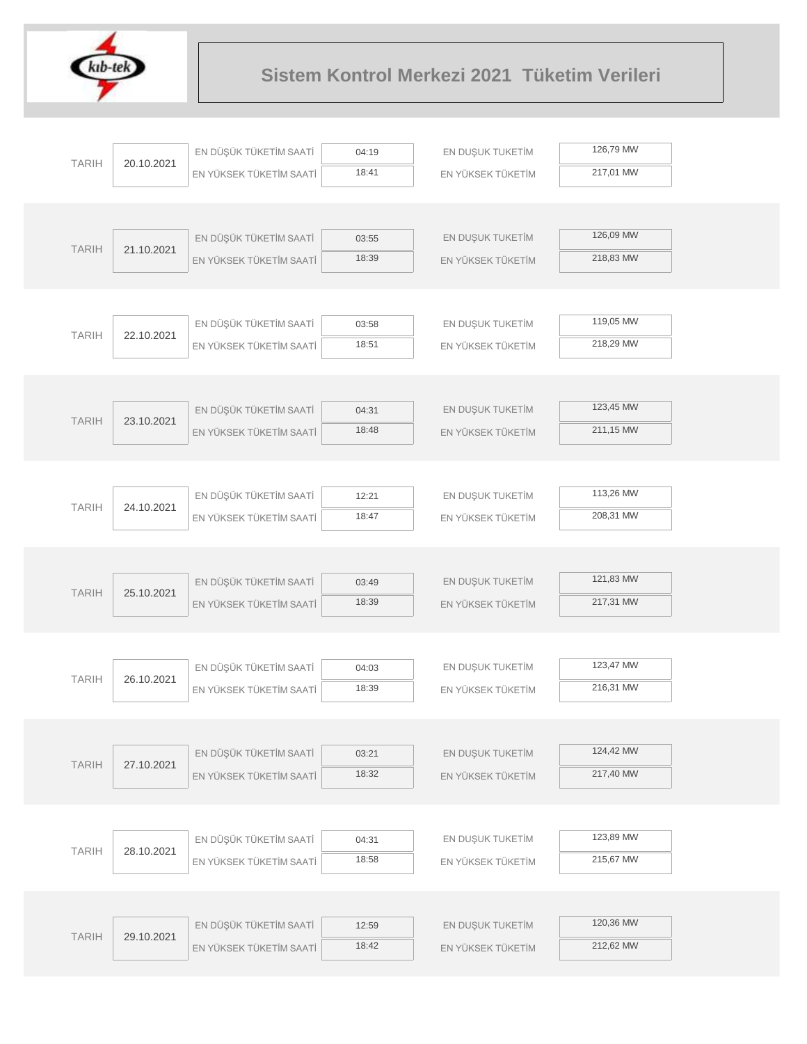# Sistem Kontrol Merkezi 2021 Tüketim Verileri

| TARIH | | | | | |
|---|---|---|---|---|---|
| 20.10.2021 | EN DÜŞÜK TÜKETİM SAATİ | 04:19 | EN DUŞUK TUKETİM | 126,79 MW |
| | EN YÜKSEK TÜKETİM SAATİ | 18:41 | EN YÜKSEK TÜKETİM | 217,01 MW |
| 21.10.2021 | EN DÜŞÜK TÜKETİM SAATİ | 03:55 | EN DUŞUK TUKETİM | 126,09 MW |
| | EN YÜKSEK TÜKETİM SAATİ | 18:39 | EN YÜKSEK TÜKETİM | 218,83 MW |
| 22.10.2021 | EN DÜŞÜK TÜKETİM SAATİ | 03:58 | EN DUŞUK TUKETİM | 119,05 MW |
| | EN YÜKSEK TÜKETİM SAATİ | 18:51 | EN YÜKSEK TÜKETİM | 218,29 MW |
| 23.10.2021 | EN DÜŞÜK TÜKETİM SAATİ | 04:31 | EN DUŞUK TUKETİM | 123,45 MW |
| | EN YÜKSEK TÜKETİM SAATİ | 18:48 | EN YÜKSEK TÜKETİM | 211,15 MW |
| 24.10.2021 | EN DÜŞÜK TÜKETİM SAATİ | 12:21 | EN DUŞUK TUKETİM | 113,26 MW |
| | EN YÜKSEK TÜKETİM SAATİ | 18:47 | EN YÜKSEK TÜKETİM | 208,31 MW |
| 25.10.2021 | EN DÜŞÜK TÜKETİM SAATİ | 03:49 | EN DUŞUK TUKETİM | 121,83 MW |
| | EN YÜKSEK TÜKETİM SAATİ | 18:39 | EN YÜKSEK TÜKETİM | 217,31 MW |
| 26.10.2021 | EN DÜŞÜK TÜKETİM SAATİ | 04:03 | EN DUŞUK TUKETİM | 123,47 MW |
| | EN YÜKSEK TÜKETİM SAATİ | 18:39 | EN YÜKSEK TÜKETİM | 216,31 MW |
| 27.10.2021 | EN DÜŞÜK TÜKETİM SAATİ | 03:21 | EN DUŞUK TUKETİM | 124,42 MW |
| | EN YÜKSEK TÜKETİM SAATİ | 18:32 | EN YÜKSEK TÜKETİM | 217,40 MW |
| 28.10.2021 | EN DÜŞÜK TÜKETİM SAATİ | 04:31 | EN DUŞUK TUKETİM | 123,89 MW |
| | EN YÜKSEK TÜKETİM SAATİ | 18:58 | EN YÜKSEK TÜKETİM | 215,67 MW |
| 29.10.2021 | EN DÜŞÜK TÜKETİM SAATİ | 12:59 | EN DUŞUK TUKETİM | 120,36 MW |
| | EN YÜKSEK TÜKETİM SAATİ | 18:42 | EN YÜKSEK TÜKETİM | 212,62 MW |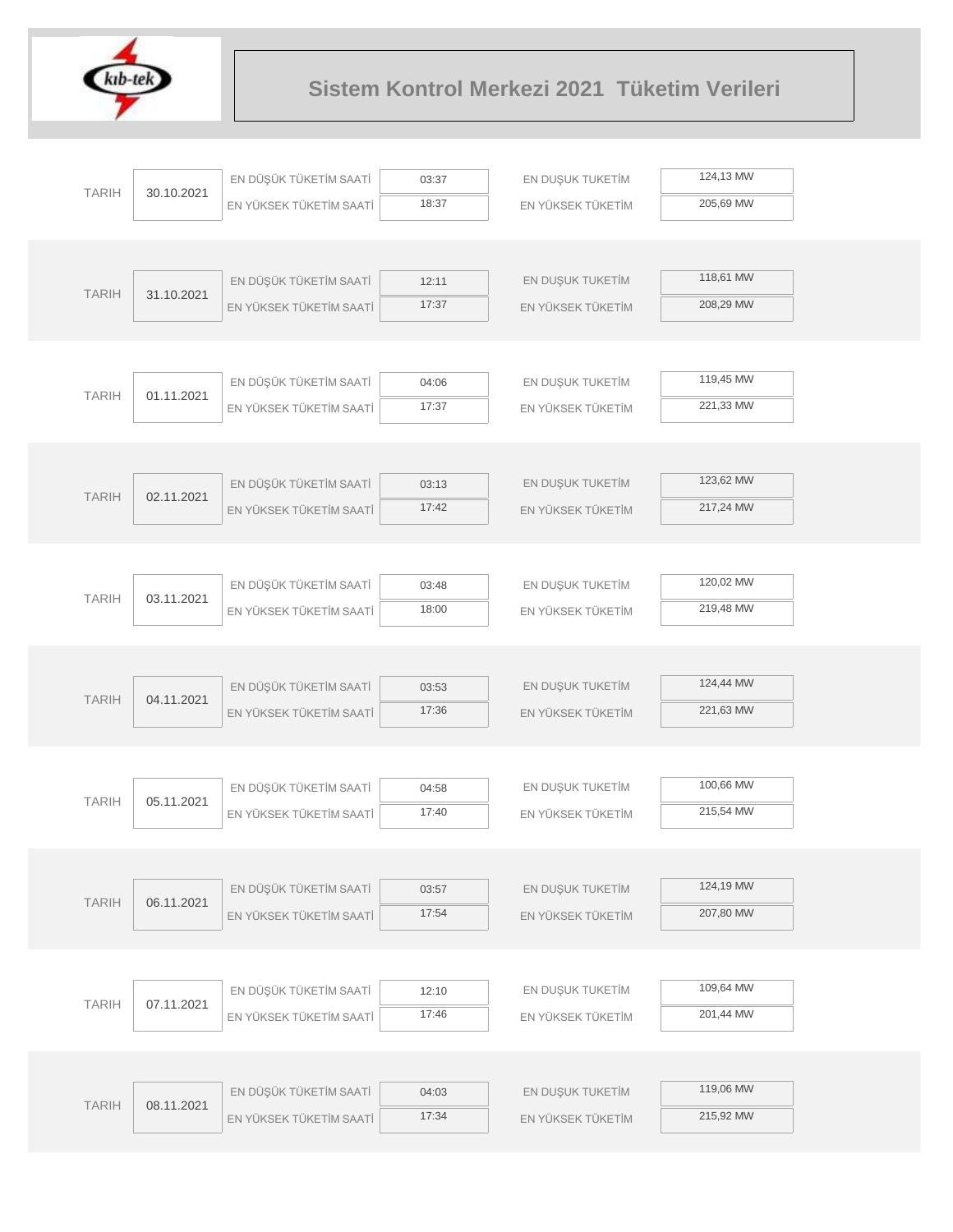# Sistem Kontrol Merkezi 2021 Tüketim Verileri

| TARIH | | | | | |
|---|---|---|---|---|---|
| TARIH | 30.10.2021 | EN DÜŞÜK TÜKETİM SAATİ | 03:37 | EN DUŞUK TUKETİM | 124,13 MW |
| | | EN YÜKSEK TÜKETİM SAATİ | 18:37 | EN YÜKSEK TÜKETİM | 205,69 MW |
| TARIH | 31.10.2021 | EN DÜŞÜK TÜKETİM SAATİ | 12:11 | EN DUŞUK TUKETİM | 118,61 MW |
| | | EN YÜKSEK TÜKETİM SAATİ | 17:37 | EN YÜKSEK TÜKETİM | 208,29 MW |
| TARIH | 01.11.2021 | EN DÜŞÜK TÜKETİM SAATİ | 04:06 | EN DUŞUK TUKETİM | 119,45 MW |
| | | EN YÜKSEK TÜKETİM SAATİ | 17:37 | EN YÜKSEK TÜKETİM | 221,33 MW |
| TARIH | 02.11.2021 | EN DÜŞÜK TÜKETİM SAATİ | 03:13 | EN DUŞUK TUKETİM | 123,62 MW |
| | | EN YÜKSEK TÜKETİM SAATİ | 17:42 | EN YÜKSEK TÜKETİM | 217,24 MW |
| TARIH | 03.11.2021 | EN DÜŞÜK TÜKETİM SAATİ | 03:48 | EN DUŞUK TUKETİM | 120,02 MW |
| | | EN YÜKSEK TÜKETİM SAATİ | 18:00 | EN YÜKSEK TÜKETİM | 219,48 MW |
| TARIH | 04.11.2021 | EN DÜŞÜK TÜKETİM SAATİ | 03:53 | EN DUŞUK TUKETİM | 124,44 MW |
| | | EN YÜKSEK TÜKETİM SAATİ | 17:36 | EN YÜKSEK TÜKETİM | 221,63 MW |
| TARIH | 05.11.2021 | EN DÜŞÜK TÜKETİM SAATİ | 04:58 | EN DUŞUK TUKETİM | 100,66 MW |
| | | EN YÜKSEK TÜKETİM SAATİ | 17:40 | EN YÜKSEK TÜKETİM | 215,54 MW |
| TARIH | 06.11.2021 | EN DÜŞÜK TÜKETİM SAATİ | 03:57 | EN DUŞUK TUKETİM | 124,19 MW |
| | | EN YÜKSEK TÜKETİM SAATİ | 17:54 | EN YÜKSEK TÜKETİM | 207,80 MW |
| TARIH | 07.11.2021 | EN DÜŞÜK TÜKETİM SAATİ | 12:10 | EN DUŞUK TUKETİM | 109,64 MW |
| | | EN YÜKSEK TÜKETİM SAATİ | 17:46 | EN YÜKSEK TÜKETİM | 201,44 MW |
| TARIH | 08.11.2021 | EN DÜŞÜK TÜKETİM SAATİ | 04:03 | EN DUŞUK TUKETİM | 119,06 MW |
| | | EN YÜKSEK TÜKETİM SAATİ | 17:34 | EN YÜKSEK TÜKETİM | 215,92 MW |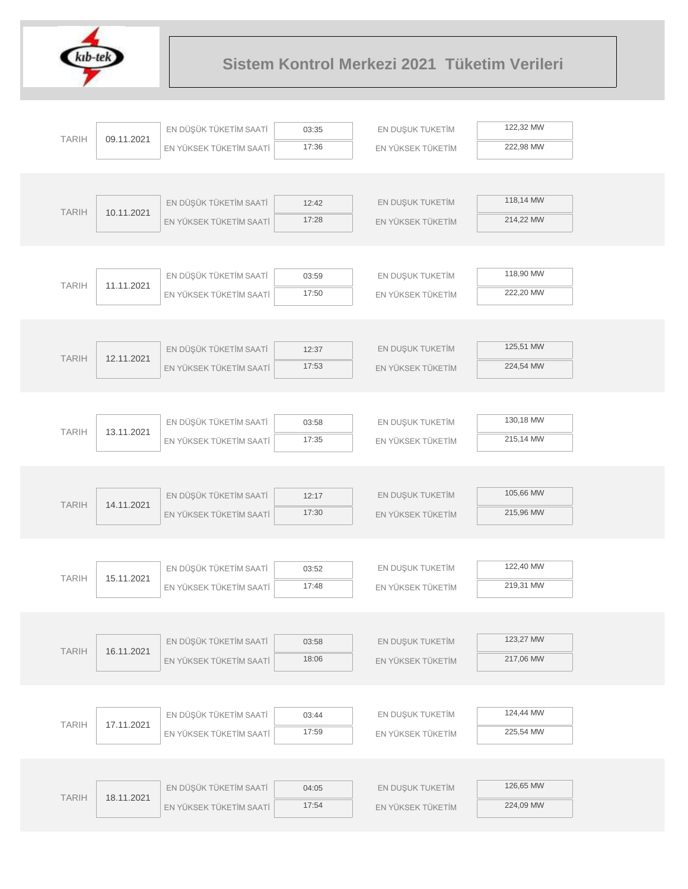# Sistem Kontrol Merkezi 2021 Tüketim Verileri

| TARIH | | | | | |
|---|---|---|---|---|---|
| TARIH | 09.11.2021 | EN DÜŞÜK TÜKETİM SAATİ | 03:35 | EN DUŞUK TUKETİM | 122,32 MW |
| | | EN YÜKSEK TÜKETİM SAATİ | 17:36 | EN YÜKSEK TÜKETİM | 222,98 MW |
| TARIH | 10.11.2021 | EN DÜŞÜK TÜKETİM SAATİ | 12:42 | EN DUŞUK TUKETİM | 118,14 MW |
| | | EN YÜKSEK TÜKETİM SAATİ | 17:28 | EN YÜKSEK TÜKETİM | 214,22 MW |
| TARIH | 11.11.2021 | EN DÜŞÜK TÜKETİM SAATİ | 03:59 | EN DUŞUK TUKETİM | 118,90 MW |
| | | EN YÜKSEK TÜKETİM SAATİ | 17:50 | EN YÜKSEK TÜKETİM | 222,20 MW |
| TARIH | 12.11.2021 | EN DÜŞÜK TÜKETİM SAATİ | 12:37 | EN DUŞUK TUKETİM | 125,51 MW |
| | | EN YÜKSEK TÜKETİM SAATİ | 17:53 | EN YÜKSEK TÜKETİM | 224,54 MW |
| TARIH | 13.11.2021 | EN DÜŞÜK TÜKETİM SAATİ | 03:58 | EN DUŞUK TUKETİM | 130,18 MW |
| | | EN YÜKSEK TÜKETİM SAATİ | 17:35 | EN YÜKSEK TÜKETİM | 215,14 MW |
| TARIH | 14.11.2021 | EN DÜŞÜK TÜKETİM SAATİ | 12:17 | EN DUŞUK TUKETİM | 105,66 MW |
| | | EN YÜKSEK TÜKETİM SAATİ | 17:30 | EN YÜKSEK TÜKETİM | 215,96 MW |
| TARIH | 15.11.2021 | EN DÜŞÜK TÜKETİM SAATİ | 03:52 | EN DUŞUK TUKETİM | 122,40 MW |
| | | EN YÜKSEK TÜKETİM SAATİ | 17:48 | EN YÜKSEK TÜKETİM | 219,31 MW |
| TARIH | 16.11.2021 | EN DÜŞÜK TÜKETİM SAATİ | 03:58 | EN DUŞUK TUKETİM | 123,27 MW |
| | | EN YÜKSEK TÜKETİM SAATİ | 18:06 | EN YÜKSEK TÜKETİM | 217,06 MW |
| TARIH | 17.11.2021 | EN DÜŞÜK TÜKETİM SAATİ | 03:44 | EN DUŞUK TUKETİM | 124,44 MW |
| | | EN YÜKSEK TÜKETİM SAATİ | 17:59 | EN YÜKSEK TÜKETİM | 225,54 MW |
| TARIH | 18.11.2021 | EN DÜŞÜK TÜKETİM SAATİ | 04:05 | EN DUŞUK TUKETİM | 126,65 MW |
| | | EN YÜKSEK TÜKETİM SAATİ | 17:54 | EN YÜKSEK TÜKETİM | 224,09 MW |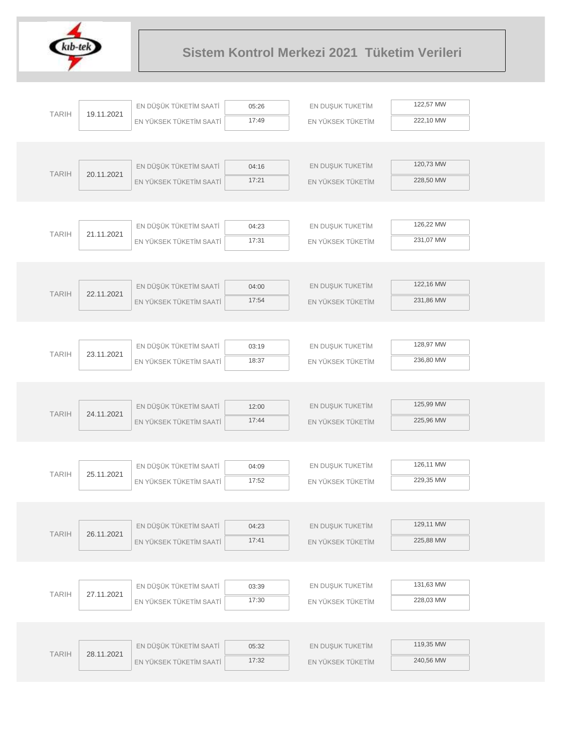# Sistem Kontrol Merkezi 2021 Tüketim Verileri

| TARIH | | | | | |
|---|---|---|---|---|---|
| TARIH | 19.11.2021 | EN DÜŞÜK TÜKETİM SAATİ | 05:26 | EN DUŞUK TUKETİM | 122,57 MW |
| | | EN YÜKSEK TÜKETİM SAATİ | 17:49 | EN YÜKSEK TÜKETİM | 222,10 MW |
| TARIH | 20.11.2021 | EN DÜŞÜK TÜKETİM SAATİ | 04:16 | EN DUŞUK TUKETİM | 120,73 MW |
| | | EN YÜKSEK TÜKETİM SAATİ | 17:21 | EN YÜKSEK TÜKETİM | 228,50 MW |
| TARIH | 21.11.2021 | EN DÜŞÜK TÜKETİM SAATİ | 04:23 | EN DUŞUK TUKETİM | 126,22 MW |
| | | EN YÜKSEK TÜKETİM SAATİ | 17:31 | EN YÜKSEK TÜKETİM | 231,07 MW |
| TARIH | 22.11.2021 | EN DÜŞÜK TÜKETİM SAATİ | 04:00 | EN DUŞUK TUKETİM | 122,16 MW |
| | | EN YÜKSEK TÜKETİM SAATİ | 17:54 | EN YÜKSEK TÜKETİM | 231,86 MW |
| TARIH | 23.11.2021 | EN DÜŞÜK TÜKETİM SAATİ | 03:19 | EN DUŞUK TUKETİM | 128,97 MW |
| | | EN YÜKSEK TÜKETİM SAATİ | 18:37 | EN YÜKSEK TÜKETİM | 236,80 MW |
| TARIH | 24.11.2021 | EN DÜŞÜK TÜKETİM SAATİ | 12:00 | EN DUŞUK TUKETİM | 125,99 MW |
| | | EN YÜKSEK TÜKETİM SAATİ | 17:44 | EN YÜKSEK TÜKETİM | 225,96 MW |
| TARIH | 25.11.2021 | EN DÜŞÜK TÜKETİM SAATİ | 04:09 | EN DUŞUK TUKETİM | 126,11 MW |
| | | EN YÜKSEK TÜKETİM SAATİ | 17:52 | EN YÜKSEK TÜKETİM | 229,35 MW |
| TARIH | 26.11.2021 | EN DÜŞÜK TÜKETİM SAATİ | 04:23 | EN DUŞUK TUKETİM | 129,11 MW |
| | | EN YÜKSEK TÜKETİM SAATİ | 17:41 | EN YÜKSEK TÜKETİM | 225,88 MW |
| TARIH | 27.11.2021 | EN DÜŞÜK TÜKETİM SAATİ | 03:39 | EN DUŞUK TUKETİM | 131,63 MW |
| | | EN YÜKSEK TÜKETİM SAATİ | 17:30 | EN YÜKSEK TÜKETİM | 228,03 MW |
| TARIH | 28.11.2021 | EN DÜŞÜK TÜKETİM SAATİ | 05:32 | EN DUŞUK TUKETİM | 119,35 MW |
| | | EN YÜKSEK TÜKETİM SAATİ | 17:32 | EN YÜKSEK TÜKETİM | 240,56 MW |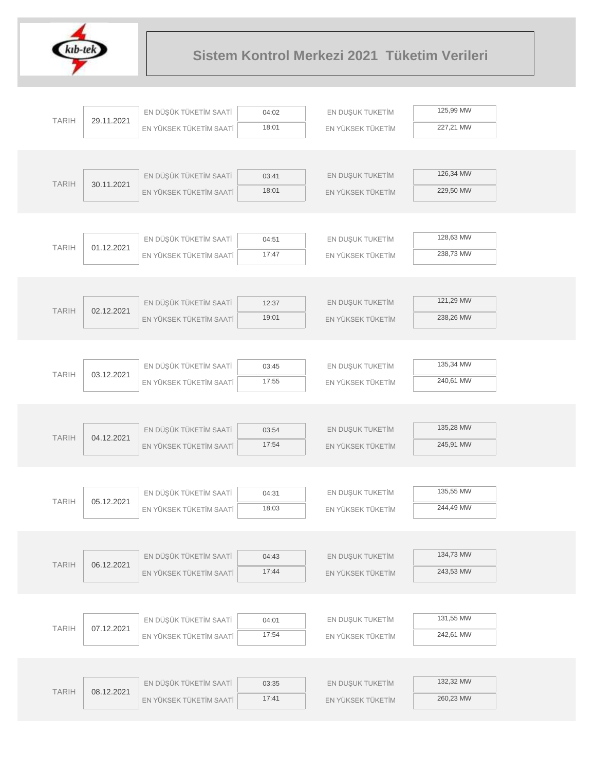# Sistem Kontrol Merkezi 2021 Tüketim Verileri

| TARIH | EN DÜŞÜK TÜKETİM SAATİ | EN YÜKSEK TÜKETİM SAATİ | EN DUŞUK TUKETİM | EN YÜKSEK TÜKETİM |
|---|---|---|---|---|
| 29.11.2021 | 04:02 | 18:01 | 125,99 MW | 227,21 MW |
| 30.11.2021 | 03:41 | 18:01 | 126,34 MW | 229,50 MW |
| 01.12.2021 | 04:51 | 17:47 | 128,63 MW | 238,73 MW |
| 02.12.2021 | 12:37 | 19:01 | 121,29 MW | 238,26 MW |
| 03.12.2021 | 03:45 | 17:55 | 135,34 MW | 240,61 MW |
| 04.12.2021 | 03:54 | 17:54 | 135,28 MW | 245,91 MW |
| 05.12.2021 | 04:31 | 18:03 | 135,55 MW | 244,49 MW |
| 06.12.2021 | 04:43 | 17:44 | 134,73 MW | 243,53 MW |
| 07.12.2021 | 04:01 | 17:54 | 131,55 MW | 242,61 MW |
| 08.12.2021 | 03:35 | 17:41 | 132,32 MW | 260,23 MW |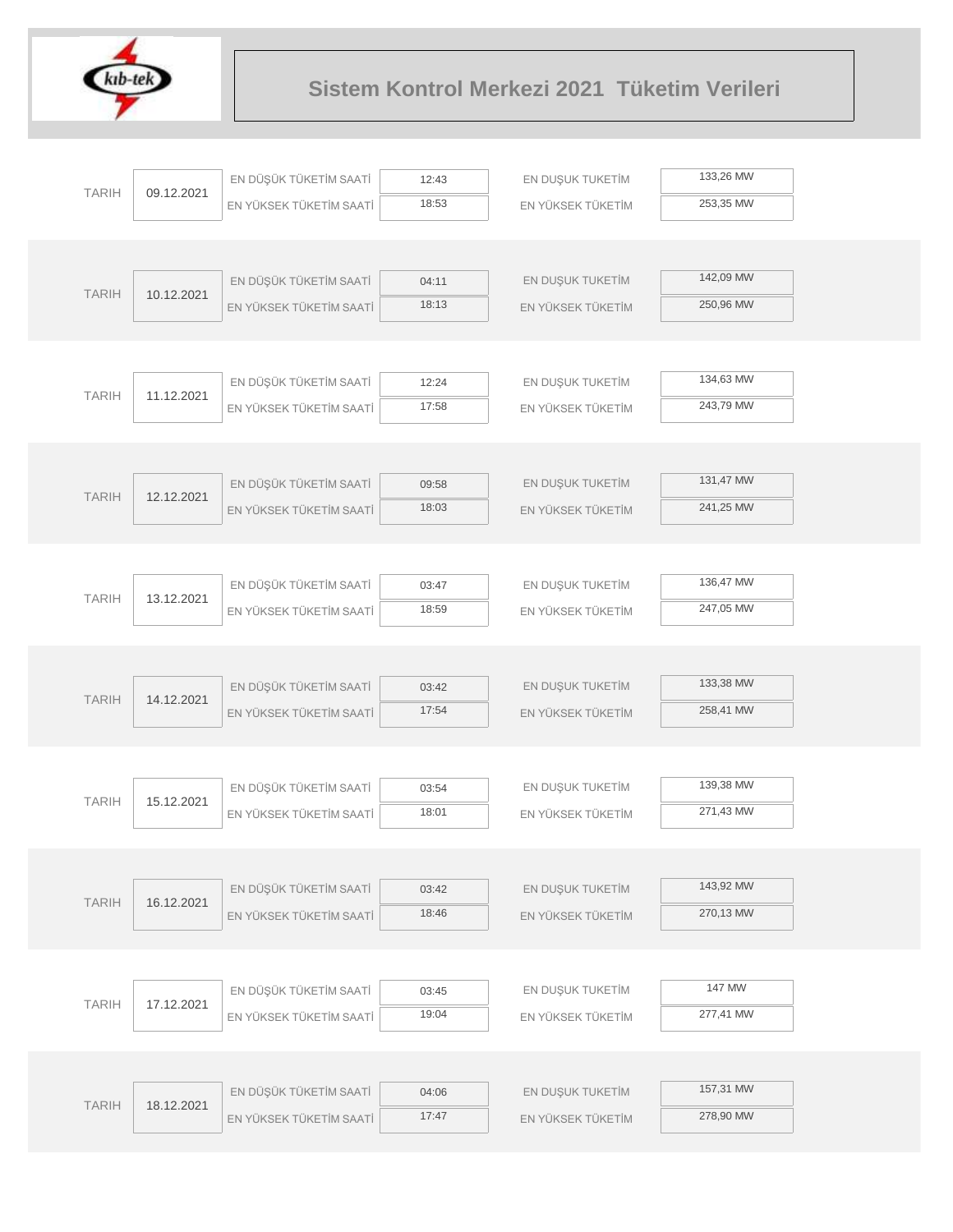# Sistem Kontrol Merkezi 2021 Tüketim Verileri

| TARIH | | | | | |
|---|---|---|---|---|---|
| 09.12.2021 | EN DÜŞÜK TÜKETİM SAATİ | 12:43 | EN DUŞUK TUKETİM | 133,26 MW |
| | EN YÜKSEK TÜKETİM SAATİ | 18:53 | EN YÜKSEK TÜKETİM | 253,35 MW |
| 10.12.2021 | EN DÜŞÜK TÜKETİM SAATİ | 04:11 | EN DUŞUK TUKETİM | 142,09 MW |
| | EN YÜKSEK TÜKETİM SAATİ | 18:13 | EN YÜKSEK TÜKETİM | 250,96 MW |
| 11.12.2021 | EN DÜŞÜK TÜKETİM SAATİ | 12:24 | EN DUŞUK TUKETİM | 134,63 MW |
| | EN YÜKSEK TÜKETİM SAATİ | 17:58 | EN YÜKSEK TÜKETİM | 243,79 MW |
| 12.12.2021 | EN DÜŞÜK TÜKETİM SAATİ | 09:58 | EN DUŞUK TUKETİM | 131,47 MW |
| | EN YÜKSEK TÜKETİM SAATİ | 18:03 | EN YÜKSEK TÜKETİM | 241,25 MW |
| 13.12.2021 | EN DÜŞÜK TÜKETİM SAATİ | 03:47 | EN DUŞUK TUKETİM | 136,47 MW |
| | EN YÜKSEK TÜKETİM SAATİ | 18:59 | EN YÜKSEK TÜKETİM | 247,05 MW |
| 14.12.2021 | EN DÜŞÜK TÜKETİM SAATİ | 03:42 | EN DUŞUK TUKETİM | 133,38 MW |
| | EN YÜKSEK TÜKETİM SAATİ | 17:54 | EN YÜKSEK TÜKETİM | 258,41 MW |
| 15.12.2021 | EN DÜŞÜK TÜKETİM SAATİ | 03:54 | EN DUŞUK TUKETİM | 139,38 MW |
| | EN YÜKSEK TÜKETİM SAATİ | 18:01 | EN YÜKSEK TÜKETİM | 271,43 MW |
| 16.12.2021 | EN DÜŞÜK TÜKETİM SAATİ | 03:42 | EN DUŞUK TUKETİM | 143,92 MW |
| | EN YÜKSEK TÜKETİM SAATİ | 18:46 | EN YÜKSEK TÜKETİM | 270,13 MW |
| 17.12.2021 | EN DÜŞÜK TÜKETİM SAATİ | 03:45 | EN DUŞUK TUKETİM | 147 MW |
| | EN YÜKSEK TÜKETİM SAATİ | 19:04 | EN YÜKSEK TÜKETİM | 277,41 MW |
| 18.12.2021 | EN DÜŞÜK TÜKETİM SAATİ | 04:06 | EN DUŞUK TUKETİM | 157,31 MW |
| | EN YÜKSEK TÜKETİM SAATİ | 17:47 | EN YÜKSEK TÜKETİM | 278,90 MW |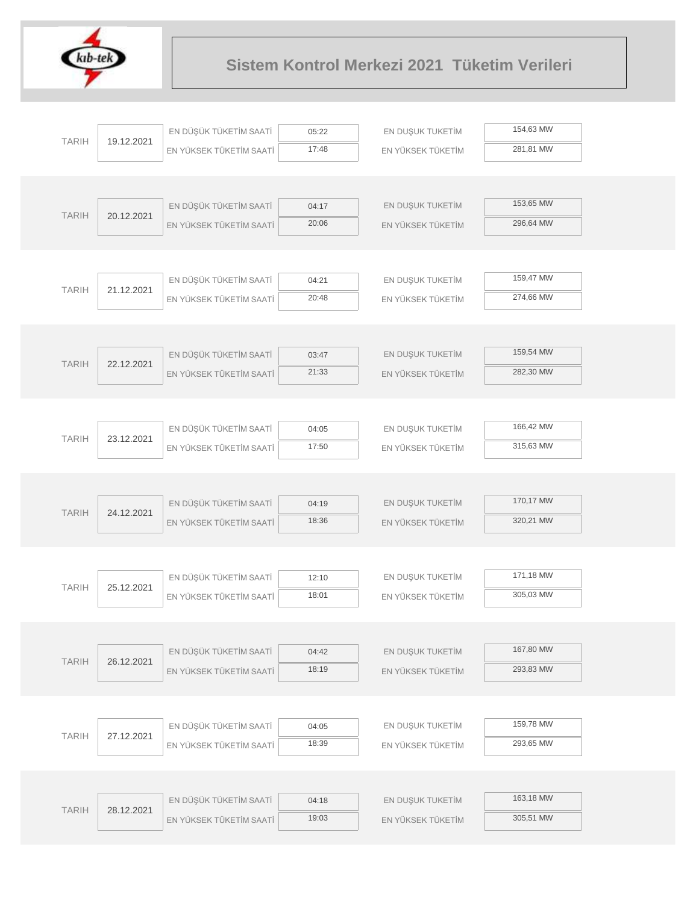# Sistem Kontrol Merkezi 2021 Tüketim Verileri

| TARIH | EN DÜŞÜK TÜKETİM SAATİ | EN YÜKSEK TÜKETİM SAATİ | EN DUŞUK TUKETİM | EN YÜKSEK TÜKETİM |
|---|---|---|---|---|
| 19.12.2021 | 05:22 | 17:48 | 154,63 MW | 281,81 MW |
| 20.12.2021 | 04:17 | 20:06 | 153,65 MW | 296,64 MW |
| 21.12.2021 | 04:21 | 20:48 | 159,47 MW | 274,66 MW |
| 22.12.2021 | 03:47 | 21:33 | 159,54 MW | 282,30 MW |
| 23.12.2021 | 04:05 | 17:50 | 166,42 MW | 315,63 MW |
| 24.12.2021 | 04:19 | 18:36 | 170,17 MW | 320,21 MW |
| 25.12.2021 | 12:10 | 18:01 | 171,18 MW | 305,03 MW |
| 26.12.2021 | 04:42 | 18:19 | 167,80 MW | 293,83 MW |
| 27.12.2021 | 04:05 | 18:39 | 159,78 MW | 293,65 MW |
| 28.12.2021 | 04:18 | 19:03 | 163,18 MW | 305,51 MW |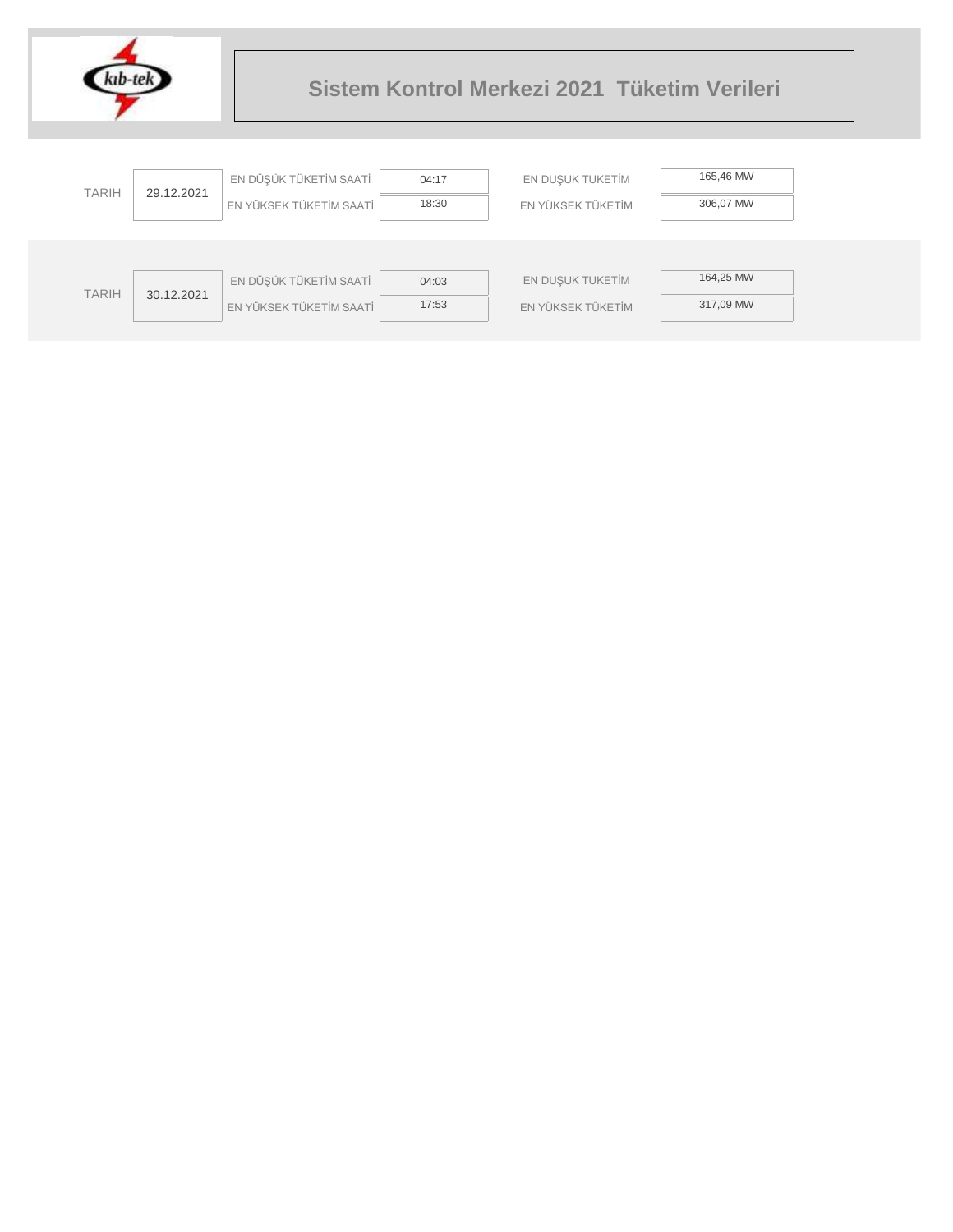# Sistem Kontrol Merkezi 2021 Tüketim Verileri

| | | | | | | | |
|---|---|---|---|---|---|---|---|
| TARIH | 29.12.2021 | EN DÜŞÜK TÜKETİM SAATİ | 04:17 | EN DUŞUK TUKETİM | 165,46 MW | | |
| | | EN YÜKSEK TÜKETİM SAATİ | 18:30 | EN YÜKSEK TÜKETİM | 306,07 MW | | |
| TARIH | 30.12.2021 | EN DÜŞÜK TÜKETİM SAATİ | 04:03 | EN DUŞUK TUKETİM | 164,25 MW | | |
| | | EN YÜKSEK TÜKETİM SAATİ | 17:53 | EN YÜKSEK TÜKETİM | 317,09 MW | | |